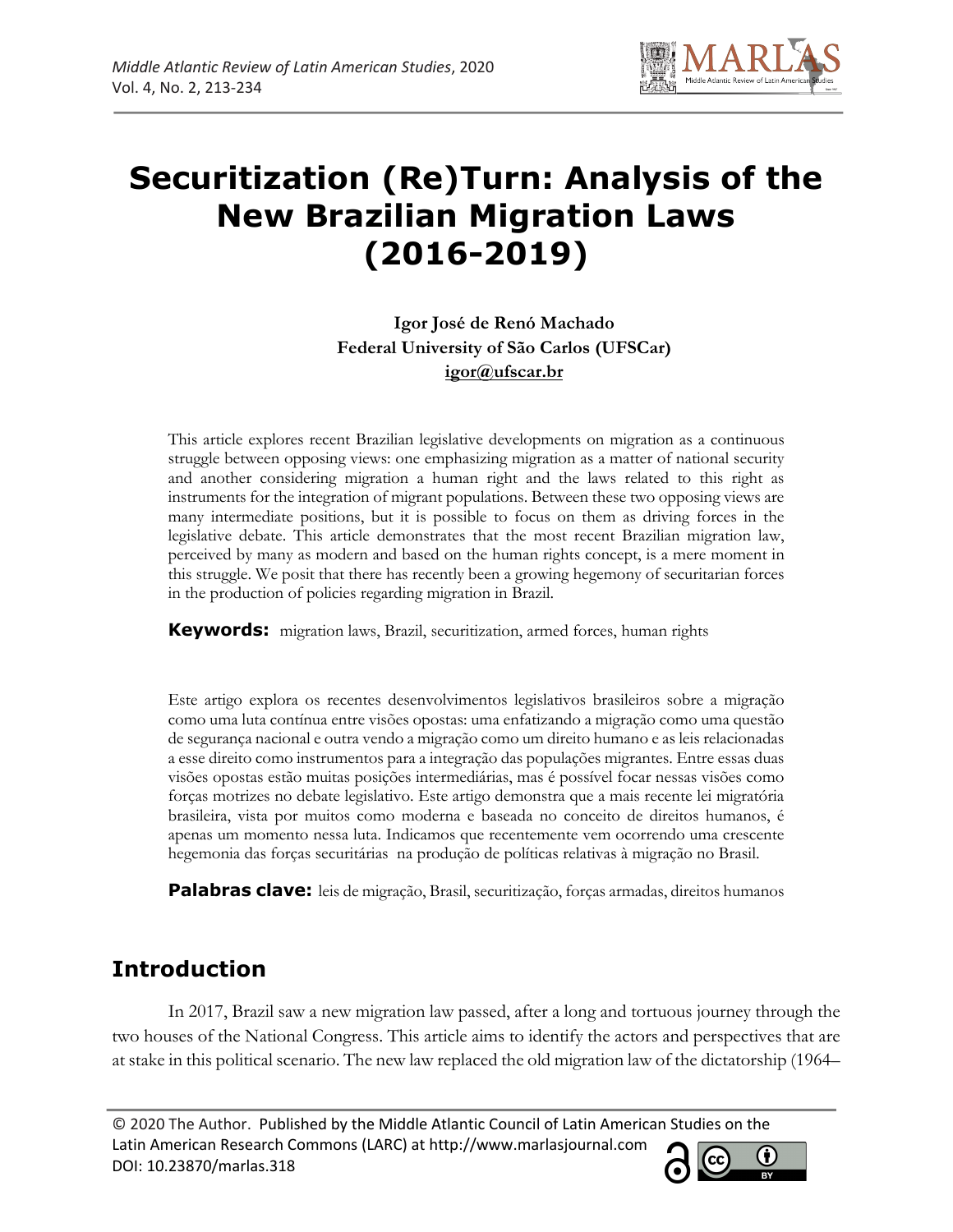# Securitization (Re)Turn: Analysis of the New Brazilian Migration Laws (2016-2019)

**Igor José de Renó Machado**
**Federal University of São Carlos (UFSCar)**
**igor@ufscar.br**

This article explores recent Brazilian legislative developments on migration as a continuous struggle between opposing views: one emphasizing migration as a matter of national security and another considering migration a human right and the laws related to this right as instruments for the integration of migrant populations. Between these two opposing views are many intermediate positions, but it is possible to focus on them as driving forces in the legislative debate. This article demonstrates that the most recent Brazilian migration law, perceived by many as modern and based on the human rights concept, is a mere moment in this struggle. We posit that there has recently been a growing hegemony of securitarian forces in the production of policies regarding migration in Brazil.

**Keywords:** migration laws, Brazil, securitization, armed forces, human rights

Este artigo explora os recentes desenvolvimentos legislativos brasileiros sobre a migração como uma luta contínua entre visões opostas: uma enfatizando a migração como uma questão de segurança nacional e outra vendo a migração como um direito humano e as leis relacionadas a esse direito como instrumentos para a integração das populações migrantes. Entre essas duas visões opostas estão muitas posições intermediárias, mas é possível focar nessas visões como forças motrizes no debate legislativo. Este artigo demonstra que a mais recente lei migratória brasileira, vista por muitos como moderna e baseada no conceito de direitos humanos, é apenas um momento nessa luta. Indicamos que recentemente vem ocorrendo uma crescente hegemonia das forças securitárias na produção de políticas relativas à migração no Brasil.

**Palabras clave:** leis de migração, Brasil, securitização, forças armadas, direitos humanos

## Introduction

In 2017, Brazil saw a new migration law passed, after a long and tortuous journey through the two houses of the National Congress. This article aims to identify the actors and perspectives that are at stake in this political scenario. The new law replaced the old migration law of the dictatorship (1964–

© 2020 The Author. Published by the Middle Atlantic Council of Latin American Studies on the Latin American Research Commons (LARC) at http://www.marlasjournal.com
DOI: 10.23870/marlas.318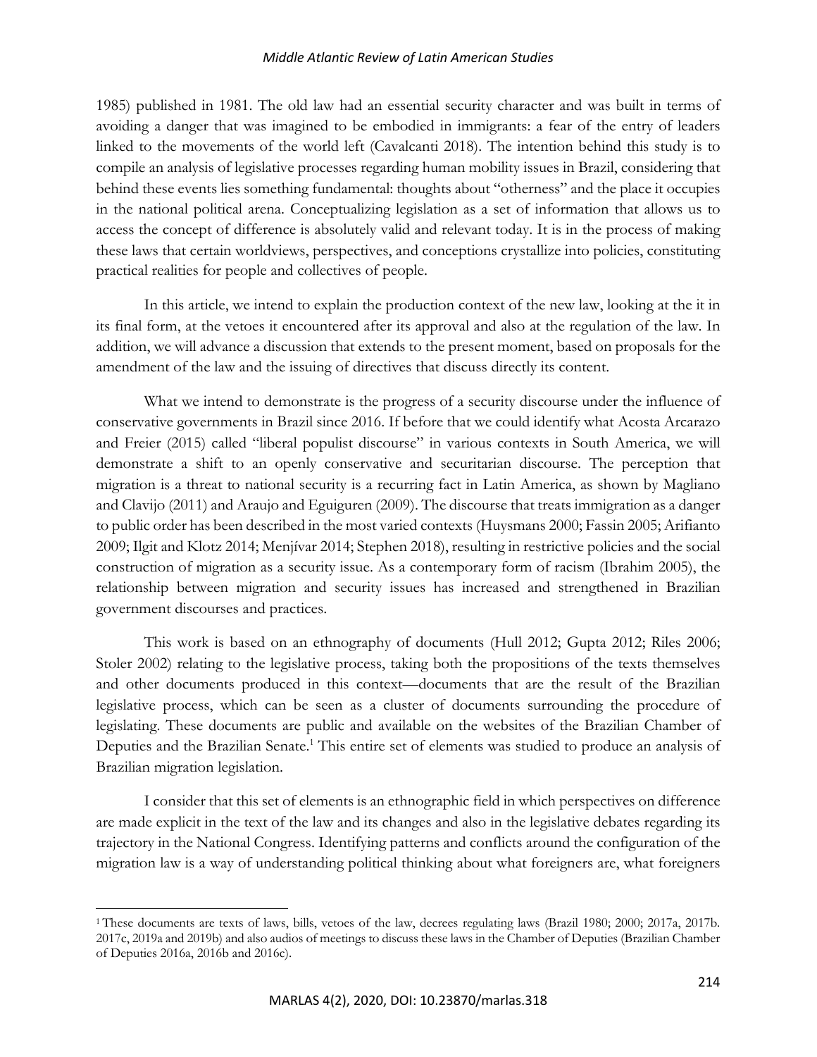1985) published in 1981. The old law had an essential security character and was built in terms of avoiding a danger that was imagined to be embodied in immigrants: a fear of the entry of leaders linked to the movements of the world left (Cavalcanti 2018). The intention behind this study is to compile an analysis of legislative processes regarding human mobility issues in Brazil, considering that behind these events lies something fundamental: thoughts about "otherness" and the place it occupies in the national political arena. Conceptualizing legislation as a set of information that allows us to access the concept of difference is absolutely valid and relevant today. It is in the process of making these laws that certain worldviews, perspectives, and conceptions crystallize into policies, constituting practical realities for people and collectives of people.

In this article, we intend to explain the production context of the new law, looking at the it in its final form, at the vetoes it encountered after its approval and also at the regulation of the law. In addition, we will advance a discussion that extends to the present moment, based on proposals for the amendment of the law and the issuing of directives that discuss directly its content.

What we intend to demonstrate is the progress of a security discourse under the influence of conservative governments in Brazil since 2016. If before that we could identify what Acosta Arcarazo and Freier (2015) called "liberal populist discourse" in various contexts in South America, we will demonstrate a shift to an openly conservative and securitarian discourse. The perception that migration is a threat to national security is a recurring fact in Latin America, as shown by Magliano and Clavijo (2011) and Araujo and Eguiguren (2009). The discourse that treats immigration as a danger to public order has been described in the most varied contexts (Huysmans 2000; Fassin 2005; Arifianto 2009; Ilgit and Klotz 2014; Menjívar 2014; Stephen 2018), resulting in restrictive policies and the social construction of migration as a security issue. As a contemporary form of racism (Ibrahim 2005), the relationship between migration and security issues has increased and strengthened in Brazilian government discourses and practices.

This work is based on an ethnography of documents (Hull 2012; Gupta 2012; Riles 2006; Stoler 2002) relating to the legislative process, taking both the propositions of the texts themselves and other documents produced in this context—documents that are the result of the Brazilian legislative process, which can be seen as a cluster of documents surrounding the procedure of legislating. These documents are public and available on the websites of the Brazilian Chamber of Deputies and the Brazilian Senate.[1] This entire set of elements was studied to produce an analysis of Brazilian migration legislation.

I consider that this set of elements is an ethnographic field in which perspectives on difference are made explicit in the text of the law and its changes and also in the legislative debates regarding its trajectory in the National Congress. Identifying patterns and conflicts around the configuration of the migration law is a way of understanding political thinking about what foreigners are, what foreigners

[1] These documents are texts of laws, bills, vetoes of the law, decrees regulating laws (Brazil 1980; 2000; 2017a, 2017b. 2017c, 2019a and 2019b) and also audios of meetings to discuss these laws in the Chamber of Deputies (Brazilian Chamber of Deputies 2016a, 2016b and 2016c).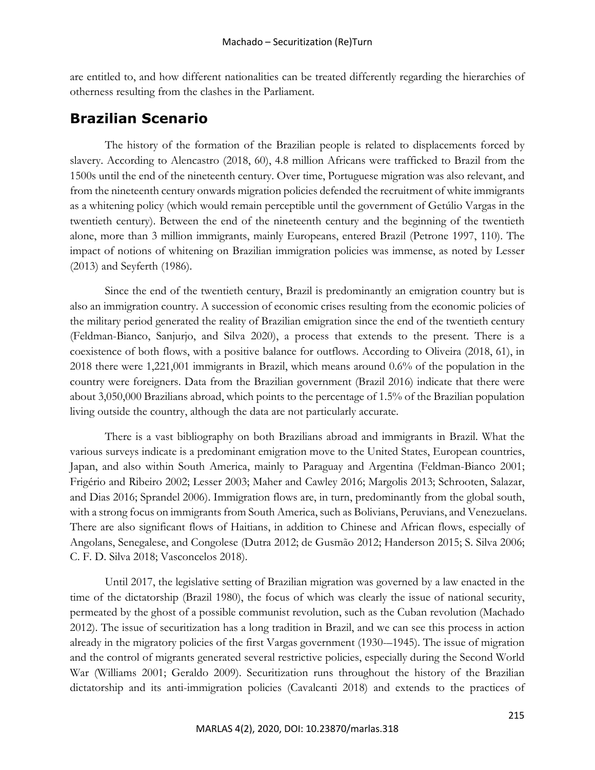are entitled to, and how different nationalities can be treated differently regarding the hierarchies of otherness resulting from the clashes in the Parliament.

## Brazilian Scenario

The history of the formation of the Brazilian people is related to displacements forced by slavery. According to Alencastro (2018, 60), 4.8 million Africans were trafficked to Brazil from the 1500s until the end of the nineteenth century. Over time, Portuguese migration was also relevant, and from the nineteenth century onwards migration policies defended the recruitment of white immigrants as a whitening policy (which would remain perceptible until the government of Getúlio Vargas in the twentieth century). Between the end of the nineteenth century and the beginning of the twentieth alone, more than 3 million immigrants, mainly Europeans, entered Brazil (Petrone 1997, 110). The impact of notions of whitening on Brazilian immigration policies was immense, as noted by Lesser (2013) and Seyferth (1986).

Since the end of the twentieth century, Brazil is predominantly an emigration country but is also an immigration country. A succession of economic crises resulting from the economic policies of the military period generated the reality of Brazilian emigration since the end of the twentieth century (Feldman-Bianco, Sanjurjo, and Silva 2020), a process that extends to the present. There is a coexistence of both flows, with a positive balance for outflows. According to Oliveira (2018, 61), in 2018 there were 1,221,001 immigrants in Brazil, which means around 0.6% of the population in the country were foreigners. Data from the Brazilian government (Brazil 2016) indicate that there were about 3,050,000 Brazilians abroad, which points to the percentage of 1.5% of the Brazilian population living outside the country, although the data are not particularly accurate.

There is a vast bibliography on both Brazilians abroad and immigrants in Brazil. What the various surveys indicate is a predominant emigration move to the United States, European countries, Japan, and also within South America, mainly to Paraguay and Argentina (Feldman-Bianco 2001; Frigério and Ribeiro 2002; Lesser 2003; Maher and Cawley 2016; Margolis 2013; Schrooten, Salazar, and Dias 2016; Sprandel 2006). Immigration flows are, in turn, predominantly from the global south, with a strong focus on immigrants from South America, such as Bolivians, Peruvians, and Venezuelans. There are also significant flows of Haitians, in addition to Chinese and African flows, especially of Angolans, Senegalese, and Congolese (Dutra 2012; de Gusmão 2012; Handerson 2015; S. Silva 2006; C. F. D. Silva 2018; Vasconcelos 2018).

Until 2017, the legislative setting of Brazilian migration was governed by a law enacted in the time of the dictatorship (Brazil 1980), the focus of which was clearly the issue of national security, permeated by the ghost of a possible communist revolution, such as the Cuban revolution (Machado 2012). The issue of securitization has a long tradition in Brazil, and we can see this process in action already in the migratory policies of the first Vargas government (1930–1945). The issue of migration and the control of migrants generated several restrictive policies, especially during the Second World War (Williams 2001; Geraldo 2009). Securitization runs throughout the history of the Brazilian dictatorship and its anti-immigration policies (Cavalcanti 2018) and extends to the practices of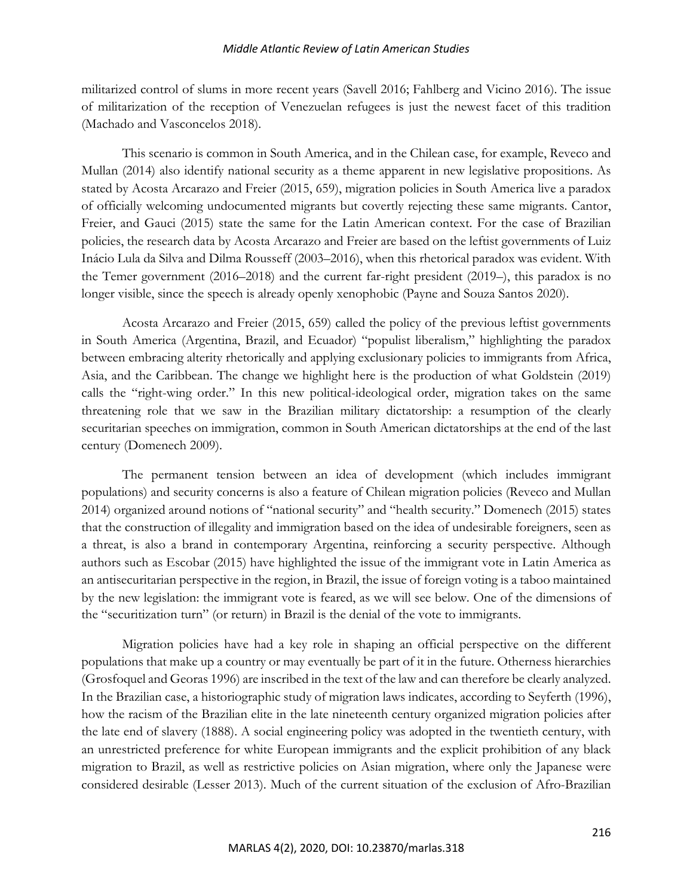militarized control of slums in more recent years (Savell 2016; Fahlberg and Vicino 2016). The issue of militarization of the reception of Venezuelan refugees is just the newest facet of this tradition (Machado and Vasconcelos 2018).

This scenario is common in South America, and in the Chilean case, for example, Reveco and Mullan (2014) also identify national security as a theme apparent in new legislative propositions. As stated by Acosta Arcarazo and Freier (2015, 659), migration policies in South America live a paradox of officially welcoming undocumented migrants but covertly rejecting these same migrants. Cantor, Freier, and Gauci (2015) state the same for the Latin American context. For the case of Brazilian policies, the research data by Acosta Arcarazo and Freier are based on the leftist governments of Luiz Inácio Lula da Silva and Dilma Rousseff (2003–2016), when this rhetorical paradox was evident. With the Temer government (2016–2018) and the current far-right president (2019–), this paradox is no longer visible, since the speech is already openly xenophobic (Payne and Souza Santos 2020).

Acosta Arcarazo and Freier (2015, 659) called the policy of the previous leftist governments in South America (Argentina, Brazil, and Ecuador) "populist liberalism," highlighting the paradox between embracing alterity rhetorically and applying exclusionary policies to immigrants from Africa, Asia, and the Caribbean. The change we highlight here is the production of what Goldstein (2019) calls the "right-wing order." In this new political-ideological order, migration takes on the same threatening role that we saw in the Brazilian military dictatorship: a resumption of the clearly securitarian speeches on immigration, common in South American dictatorships at the end of the last century (Domenech 2009).

The permanent tension between an idea of development (which includes immigrant populations) and security concerns is also a feature of Chilean migration policies (Reveco and Mullan 2014) organized around notions of "national security" and "health security." Domenech (2015) states that the construction of illegality and immigration based on the idea of undesirable foreigners, seen as a threat, is also a brand in contemporary Argentina, reinforcing a security perspective. Although authors such as Escobar (2015) have highlighted the issue of the immigrant vote in Latin America as an antisecuritarian perspective in the region, in Brazil, the issue of foreign voting is a taboo maintained by the new legislation: the immigrant vote is feared, as we will see below. One of the dimensions of the "securitization turn" (or return) in Brazil is the denial of the vote to immigrants.

Migration policies have had a key role in shaping an official perspective on the different populations that make up a country or may eventually be part of it in the future. Otherness hierarchies (Grosfoquel and Georas 1996) are inscribed in the text of the law and can therefore be clearly analyzed. In the Brazilian case, a historiographic study of migration laws indicates, according to Seyferth (1996), how the racism of the Brazilian elite in the late nineteenth century organized migration policies after the late end of slavery (1888). A social engineering policy was adopted in the twentieth century, with an unrestricted preference for white European immigrants and the explicit prohibition of any black migration to Brazil, as well as restrictive policies on Asian migration, where only the Japanese were considered desirable (Lesser 2013). Much of the current situation of the exclusion of Afro-Brazilian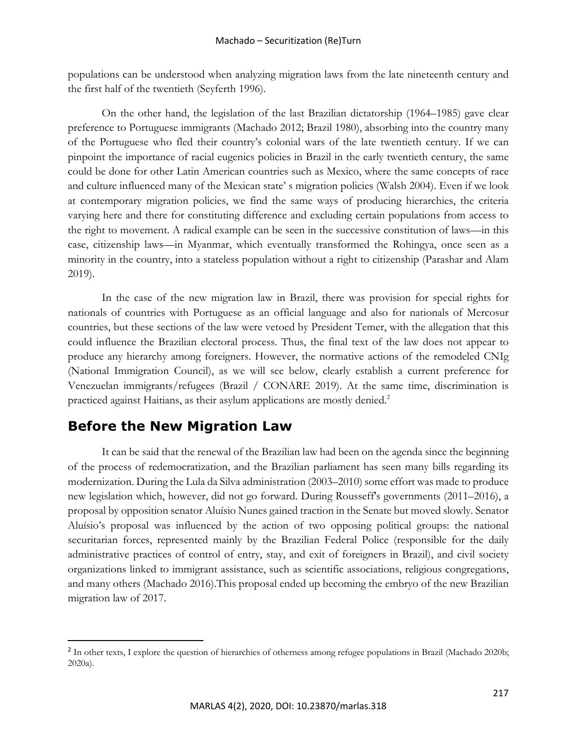populations can be understood when analyzing migration laws from the late nineteenth century and the first half of the twentieth (Seyferth 1996).

On the other hand, the legislation of the last Brazilian dictatorship (1964–1985) gave clear preference to Portuguese immigrants (Machado 2012; Brazil 1980), absorbing into the country many of the Portuguese who fled their country's colonial wars of the late twentieth century. If we can pinpoint the importance of racial eugenics policies in Brazil in the early twentieth century, the same could be done for other Latin American countries such as Mexico, where the same concepts of race and culture influenced many of the Mexican state' s migration policies (Walsh 2004). Even if we look at contemporary migration policies, we find the same ways of producing hierarchies, the criteria varying here and there for constituting difference and excluding certain populations from access to the right to movement. A radical example can be seen in the successive constitution of laws—in this case, citizenship laws—in Myanmar, which eventually transformed the Rohingya, once seen as a minority in the country, into a stateless population without a right to citizenship (Parashar and Alam 2019).

In the case of the new migration law in Brazil, there was provision for special rights for nationals of countries with Portuguese as an official language and also for nationals of Mercosur countries, but these sections of the law were vetoed by President Temer, with the allegation that this could influence the Brazilian electoral process. Thus, the final text of the law does not appear to produce any hierarchy among foreigners. However, the normative actions of the remodeled CNIg (National Immigration Council), as we will see below, clearly establish a current preference for Venezuelan immigrants/refugees (Brazil / CONARE 2019). At the same time, discrimination is practiced against Haitians, as their asylum applications are mostly denied.[2]

## Before the New Migration Law

It can be said that the renewal of the Brazilian law had been on the agenda since the beginning of the process of redemocratization, and the Brazilian parliament has seen many bills regarding its modernization. During the Lula da Silva administration (2003–2010) some effort was made to produce new legislation which, however, did not go forward. During Rousseff's governments (2011–2016), a proposal by opposition senator Aluísio Nunes gained traction in the Senate but moved slowly. Senator Aluísio's proposal was influenced by the action of two opposing political groups: the national securitarian forces, represented mainly by the Brazilian Federal Police (responsible for the daily administrative practices of control of entry, stay, and exit of foreigners in Brazil), and civil society organizations linked to immigrant assistance, such as scientific associations, religious congregations, and many others (Machado 2016).This proposal ended up becoming the embryo of the new Brazilian migration law of 2017.

---

[2] In other texts, I explore the question of hierarchies of otherness among refugee populations in Brazil (Machado 2020b; 2020a).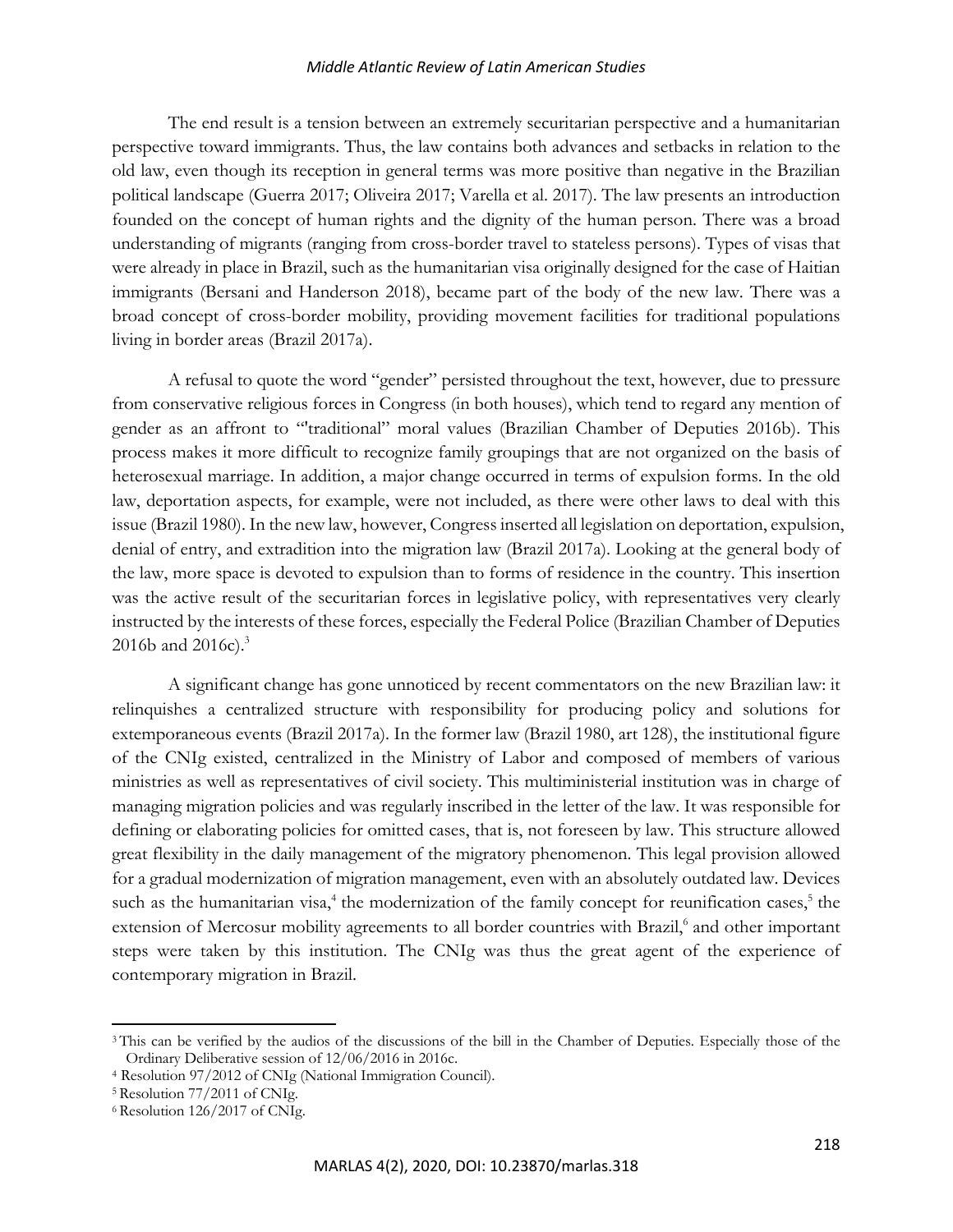The end result is a tension between an extremely securitarian perspective and a humanitarian perspective toward immigrants. Thus, the law contains both advances and setbacks in relation to the old law, even though its reception in general terms was more positive than negative in the Brazilian political landscape (Guerra 2017; Oliveira 2017; Varella et al. 2017). The law presents an introduction founded on the concept of human rights and the dignity of the human person. There was a broad understanding of migrants (ranging from cross-border travel to stateless persons). Types of visas that were already in place in Brazil, such as the humanitarian visa originally designed for the case of Haitian immigrants (Bersani and Handerson 2018), became part of the body of the new law. There was a broad concept of cross-border mobility, providing movement facilities for traditional populations living in border areas (Brazil 2017a).

A refusal to quote the word "gender" persisted throughout the text, however, due to pressure from conservative religious forces in Congress (in both houses), which tend to regard any mention of gender as an affront to "'traditional" moral values (Brazilian Chamber of Deputies 2016b). This process makes it more difficult to recognize family groupings that are not organized on the basis of heterosexual marriage. In addition, a major change occurred in terms of expulsion forms. In the old law, deportation aspects, for example, were not included, as there were other laws to deal with this issue (Brazil 1980). In the new law, however, Congress inserted all legislation on deportation, expulsion, denial of entry, and extradition into the migration law (Brazil 2017a). Looking at the general body of the law, more space is devoted to expulsion than to forms of residence in the country. This insertion was the active result of the securitarian forces in legislative policy, with representatives very clearly instructed by the interests of these forces, especially the Federal Police (Brazilian Chamber of Deputies 2016b and 2016c).[3]

A significant change has gone unnoticed by recent commentators on the new Brazilian law: it relinquishes a centralized structure with responsibility for producing policy and solutions for extemporaneous events (Brazil 2017a). In the former law (Brazil 1980, art 128), the institutional figure of the CNIg existed, centralized in the Ministry of Labor and composed of members of various ministries as well as representatives of civil society. This multiministerial institution was in charge of managing migration policies and was regularly inscribed in the letter of the law. It was responsible for defining or elaborating policies for omitted cases, that is, not foreseen by law. This structure allowed great flexibility in the daily management of the migratory phenomenon. This legal provision allowed for a gradual modernization of migration management, even with an absolutely outdated law. Devices such as the humanitarian visa,[4] the modernization of the family concept for reunification cases,[5] the extension of Mercosur mobility agreements to all border countries with Brazil,[6] and other important steps were taken by this institution. The CNIg was thus the great agent of the experience of contemporary migration in Brazil.

---

[3] This can be verified by the audios of the discussions of the bill in the Chamber of Deputies. Especially those of the Ordinary Deliberative session of 12/06/2016 in 2016c.

[4] Resolution 97/2012 of CNIg (National Immigration Council).

[5] Resolution 77/2011 of CNIg.

[6] Resolution 126/2017 of CNIg.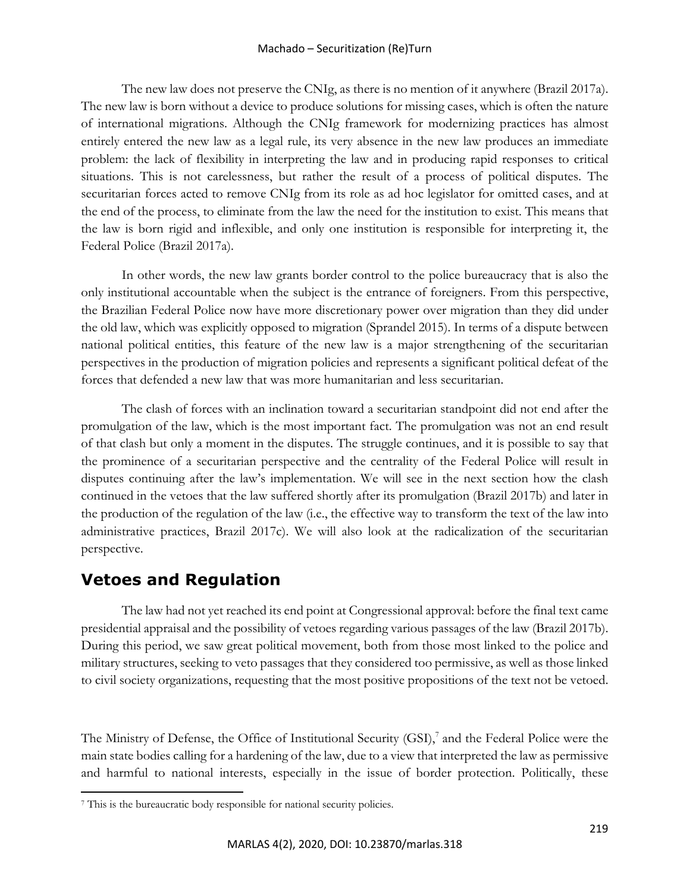The new law does not preserve the CNIg, as there is no mention of it anywhere (Brazil 2017a). The new law is born without a device to produce solutions for missing cases, which is often the nature of international migrations. Although the CNIg framework for modernizing practices has almost entirely entered the new law as a legal rule, its very absence in the new law produces an immediate problem: the lack of flexibility in interpreting the law and in producing rapid responses to critical situations. This is not carelessness, but rather the result of a process of political disputes. The securitarian forces acted to remove CNIg from its role as ad hoc legislator for omitted cases, and at the end of the process, to eliminate from the law the need for the institution to exist. This means that the law is born rigid and inflexible, and only one institution is responsible for interpreting it, the Federal Police (Brazil 2017a).

In other words, the new law grants border control to the police bureaucracy that is also the only institutional accountable when the subject is the entrance of foreigners. From this perspective, the Brazilian Federal Police now have more discretionary power over migration than they did under the old law, which was explicitly opposed to migration (Sprandel 2015). In terms of a dispute between national political entities, this feature of the new law is a major strengthening of the securitarian perspectives in the production of migration policies and represents a significant political defeat of the forces that defended a new law that was more humanitarian and less securitarian.

The clash of forces with an inclination toward a securitarian standpoint did not end after the promulgation of the law, which is the most important fact. The promulgation was not an end result of that clash but only a moment in the disputes. The struggle continues, and it is possible to say that the prominence of a securitarian perspective and the centrality of the Federal Police will result in disputes continuing after the law's implementation. We will see in the next section how the clash continued in the vetoes that the law suffered shortly after its promulgation (Brazil 2017b) and later in the production of the regulation of the law (i.e., the effective way to transform the text of the law into administrative practices, Brazil 2017c). We will also look at the radicalization of the securitarian perspective.

## Vetoes and Regulation

The law had not yet reached its end point at Congressional approval: before the final text came presidential appraisal and the possibility of vetoes regarding various passages of the law (Brazil 2017b). During this period, we saw great political movement, both from those most linked to the police and military structures, seeking to veto passages that they considered too permissive, as well as those linked to civil society organizations, requesting that the most positive propositions of the text not be vetoed.

The Ministry of Defense, the Office of Institutional Security (GSI),[7] and the Federal Police were the main state bodies calling for a hardening of the law, due to a view that interpreted the law as permissive and harmful to national interests, especially in the issue of border protection. Politically, these

[7] This is the bureaucratic body responsible for national security policies.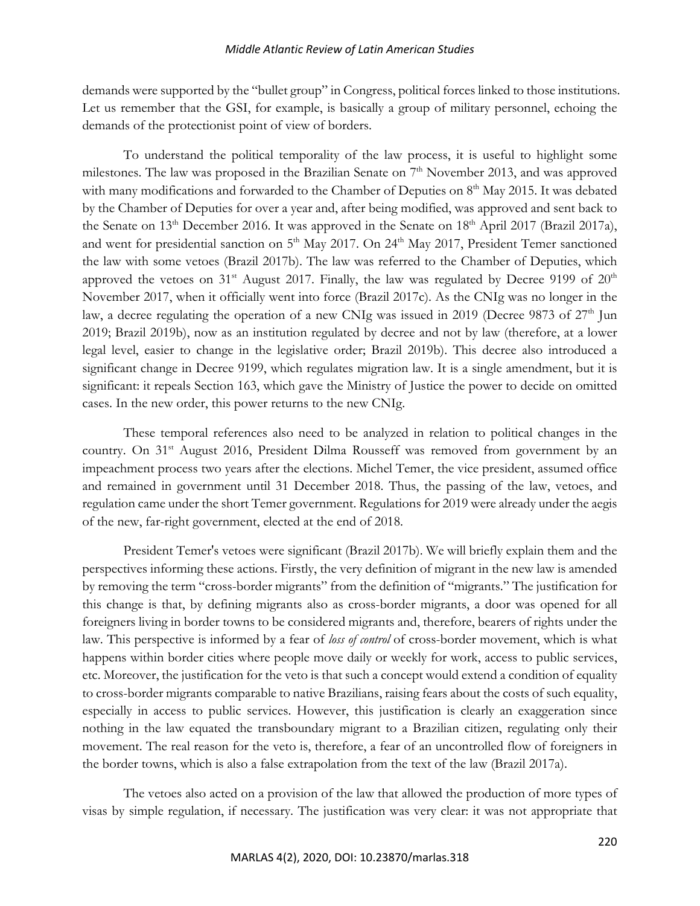demands were supported by the "bullet group" in Congress, political forces linked to those institutions. Let us remember that the GSI, for example, is basically a group of military personnel, echoing the demands of the protectionist point of view of borders.

To understand the political temporality of the law process, it is useful to highlight some milestones. The law was proposed in the Brazilian Senate on 7th November 2013, and was approved with many modifications and forwarded to the Chamber of Deputies on 8th May 2015. It was debated by the Chamber of Deputies for over a year and, after being modified, was approved and sent back to the Senate on 13th December 2016. It was approved in the Senate on 18th April 2017 (Brazil 2017a), and went for presidential sanction on 5th May 2017. On 24th May 2017, President Temer sanctioned the law with some vetoes (Brazil 2017b). The law was referred to the Chamber of Deputies, which approved the vetoes on 31st August 2017. Finally, the law was regulated by Decree 9199 of 20th November 2017, when it officially went into force (Brazil 2017c). As the CNIg was no longer in the law, a decree regulating the operation of a new CNIg was issued in 2019 (Decree 9873 of 27th Jun 2019; Brazil 2019b), now as an institution regulated by decree and not by law (therefore, at a lower legal level, easier to change in the legislative order; Brazil 2019b). This decree also introduced a significant change in Decree 9199, which regulates migration law. It is a single amendment, but it is significant: it repeals Section 163, which gave the Ministry of Justice the power to decide on omitted cases. In the new order, this power returns to the new CNIg.

These temporal references also need to be analyzed in relation to political changes in the country. On 31st August 2016, President Dilma Rousseff was removed from government by an impeachment process two years after the elections. Michel Temer, the vice president, assumed office and remained in government until 31 December 2018. Thus, the passing of the law, vetoes, and regulation came under the short Temer government. Regulations for 2019 were already under the aegis of the new, far-right government, elected at the end of 2018.

President Temer's vetoes were significant (Brazil 2017b). We will briefly explain them and the perspectives informing these actions. Firstly, the very definition of migrant in the new law is amended by removing the term "cross-border migrants" from the definition of "migrants." The justification for this change is that, by defining migrants also as cross-border migrants, a door was opened for all foreigners living in border towns to be considered migrants and, therefore, bearers of rights under the law. This perspective is informed by a fear of *loss of control* of cross-border movement, which is what happens within border cities where people move daily or weekly for work, access to public services, etc. Moreover, the justification for the veto is that such a concept would extend a condition of equality to cross-border migrants comparable to native Brazilians, raising fears about the costs of such equality, especially in access to public services. However, this justification is clearly an exaggeration since nothing in the law equated the transboundary migrant to a Brazilian citizen, regulating only their movement. The real reason for the veto is, therefore, a fear of an uncontrolled flow of foreigners in the border towns, which is also a false extrapolation from the text of the law (Brazil 2017a).

The vetoes also acted on a provision of the law that allowed the production of more types of visas by simple regulation, if necessary. The justification was very clear: it was not appropriate that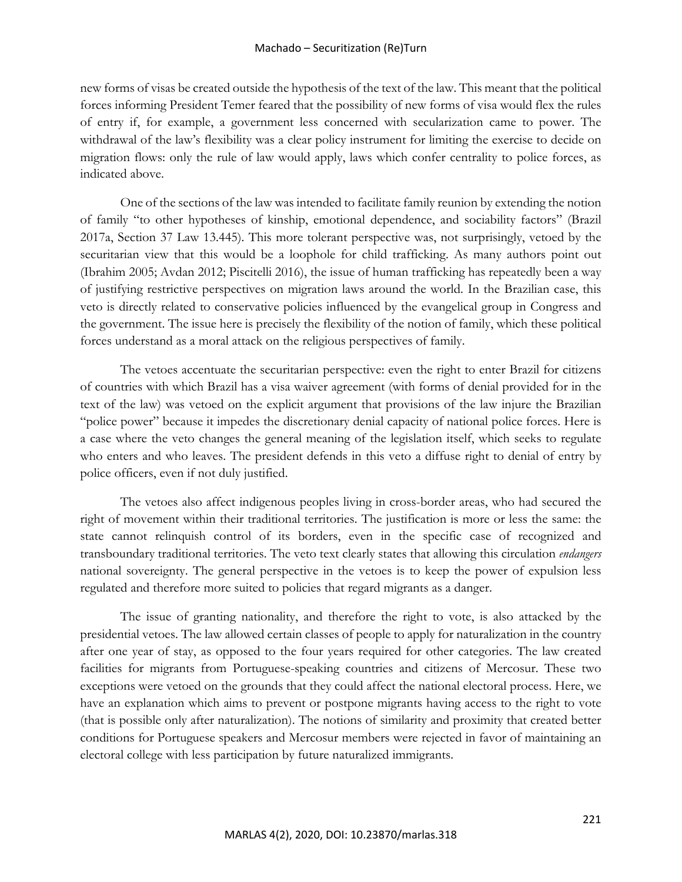new forms of visas be created outside the hypothesis of the text of the law. This meant that the political forces informing President Temer feared that the possibility of new forms of visa would flex the rules of entry if, for example, a government less concerned with secularization came to power. The withdrawal of the law's flexibility was a clear policy instrument for limiting the exercise to decide on migration flows: only the rule of law would apply, laws which confer centrality to police forces, as indicated above.

One of the sections of the law was intended to facilitate family reunion by extending the notion of family "to other hypotheses of kinship, emotional dependence, and sociability factors" (Brazil 2017a, Section 37 Law 13.445). This more tolerant perspective was, not surprisingly, vetoed by the securitarian view that this would be a loophole for child trafficking. As many authors point out (Ibrahim 2005; Avdan 2012; Piscitelli 2016), the issue of human trafficking has repeatedly been a way of justifying restrictive perspectives on migration laws around the world. In the Brazilian case, this veto is directly related to conservative policies influenced by the evangelical group in Congress and the government. The issue here is precisely the flexibility of the notion of family, which these political forces understand as a moral attack on the religious perspectives of family.

The vetoes accentuate the securitarian perspective: even the right to enter Brazil for citizens of countries with which Brazil has a visa waiver agreement (with forms of denial provided for in the text of the law) was vetoed on the explicit argument that provisions of the law injure the Brazilian "police power" because it impedes the discretionary denial capacity of national police forces. Here is a case where the veto changes the general meaning of the legislation itself, which seeks to regulate who enters and who leaves. The president defends in this veto a diffuse right to denial of entry by police officers, even if not duly justified.

The vetoes also affect indigenous peoples living in cross-border areas, who had secured the right of movement within their traditional territories. The justification is more or less the same: the state cannot relinquish control of its borders, even in the specific case of recognized and transboundary traditional territories. The veto text clearly states that allowing this circulation *endangers* national sovereignty. The general perspective in the vetoes is to keep the power of expulsion less regulated and therefore more suited to policies that regard migrants as a danger.

The issue of granting nationality, and therefore the right to vote, is also attacked by the presidential vetoes. The law allowed certain classes of people to apply for naturalization in the country after one year of stay, as opposed to the four years required for other categories. The law created facilities for migrants from Portuguese-speaking countries and citizens of Mercosur. These two exceptions were vetoed on the grounds that they could affect the national electoral process. Here, we have an explanation which aims to prevent or postpone migrants having access to the right to vote (that is possible only after naturalization). The notions of similarity and proximity that created better conditions for Portuguese speakers and Mercosur members were rejected in favor of maintaining an electoral college with less participation by future naturalized immigrants.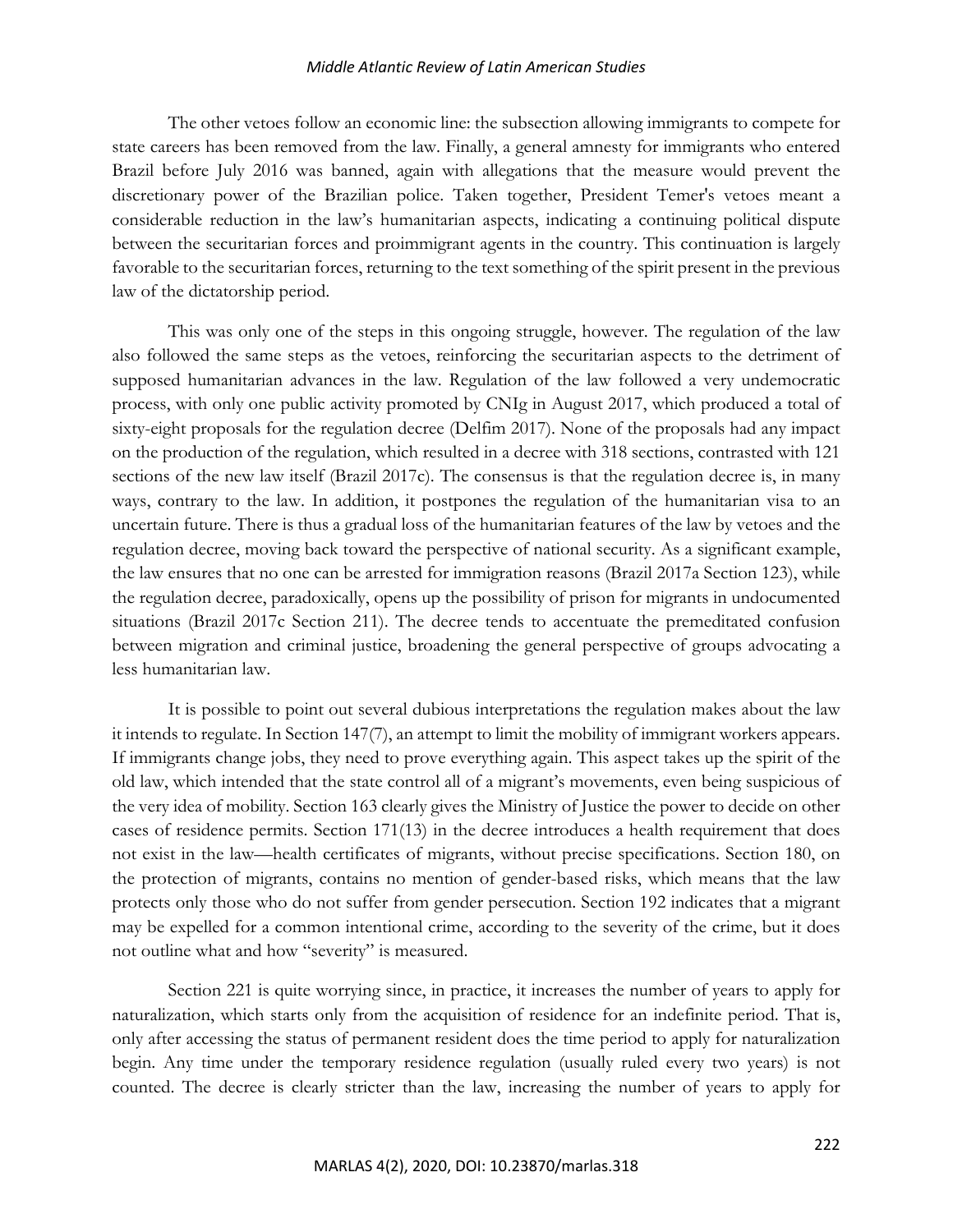The other vetoes follow an economic line: the subsection allowing immigrants to compete for state careers has been removed from the law. Finally, a general amnesty for immigrants who entered Brazil before July 2016 was banned, again with allegations that the measure would prevent the discretionary power of the Brazilian police. Taken together, President Temer's vetoes meant a considerable reduction in the law's humanitarian aspects, indicating a continuing political dispute between the securitarian forces and proimmigrant agents in the country. This continuation is largely favorable to the securitarian forces, returning to the text something of the spirit present in the previous law of the dictatorship period.

This was only one of the steps in this ongoing struggle, however. The regulation of the law also followed the same steps as the vetoes, reinforcing the securitarian aspects to the detriment of supposed humanitarian advances in the law. Regulation of the law followed a very undemocratic process, with only one public activity promoted by CNIg in August 2017, which produced a total of sixty-eight proposals for the regulation decree (Delfim 2017). None of the proposals had any impact on the production of the regulation, which resulted in a decree with 318 sections, contrasted with 121 sections of the new law itself (Brazil 2017c). The consensus is that the regulation decree is, in many ways, contrary to the law. In addition, it postpones the regulation of the humanitarian visa to an uncertain future. There is thus a gradual loss of the humanitarian features of the law by vetoes and the regulation decree, moving back toward the perspective of national security. As a significant example, the law ensures that no one can be arrested for immigration reasons (Brazil 2017a Section 123), while the regulation decree, paradoxically, opens up the possibility of prison for migrants in undocumented situations (Brazil 2017c Section 211). The decree tends to accentuate the premeditated confusion between migration and criminal justice, broadening the general perspective of groups advocating a less humanitarian law.

It is possible to point out several dubious interpretations the regulation makes about the law it intends to regulate. In Section 147(7), an attempt to limit the mobility of immigrant workers appears. If immigrants change jobs, they need to prove everything again. This aspect takes up the spirit of the old law, which intended that the state control all of a migrant's movements, even being suspicious of the very idea of mobility. Section 163 clearly gives the Ministry of Justice the power to decide on other cases of residence permits. Section 171(13) in the decree introduces a health requirement that does not exist in the law—health certificates of migrants, without precise specifications. Section 180, on the protection of migrants, contains no mention of gender-based risks, which means that the law protects only those who do not suffer from gender persecution. Section 192 indicates that a migrant may be expelled for a common intentional crime, according to the severity of the crime, but it does not outline what and how "severity" is measured.

Section 221 is quite worrying since, in practice, it increases the number of years to apply for naturalization, which starts only from the acquisition of residence for an indefinite period. That is, only after accessing the status of permanent resident does the time period to apply for naturalization begin. Any time under the temporary residence regulation (usually ruled every two years) is not counted. The decree is clearly stricter than the law, increasing the number of years to apply for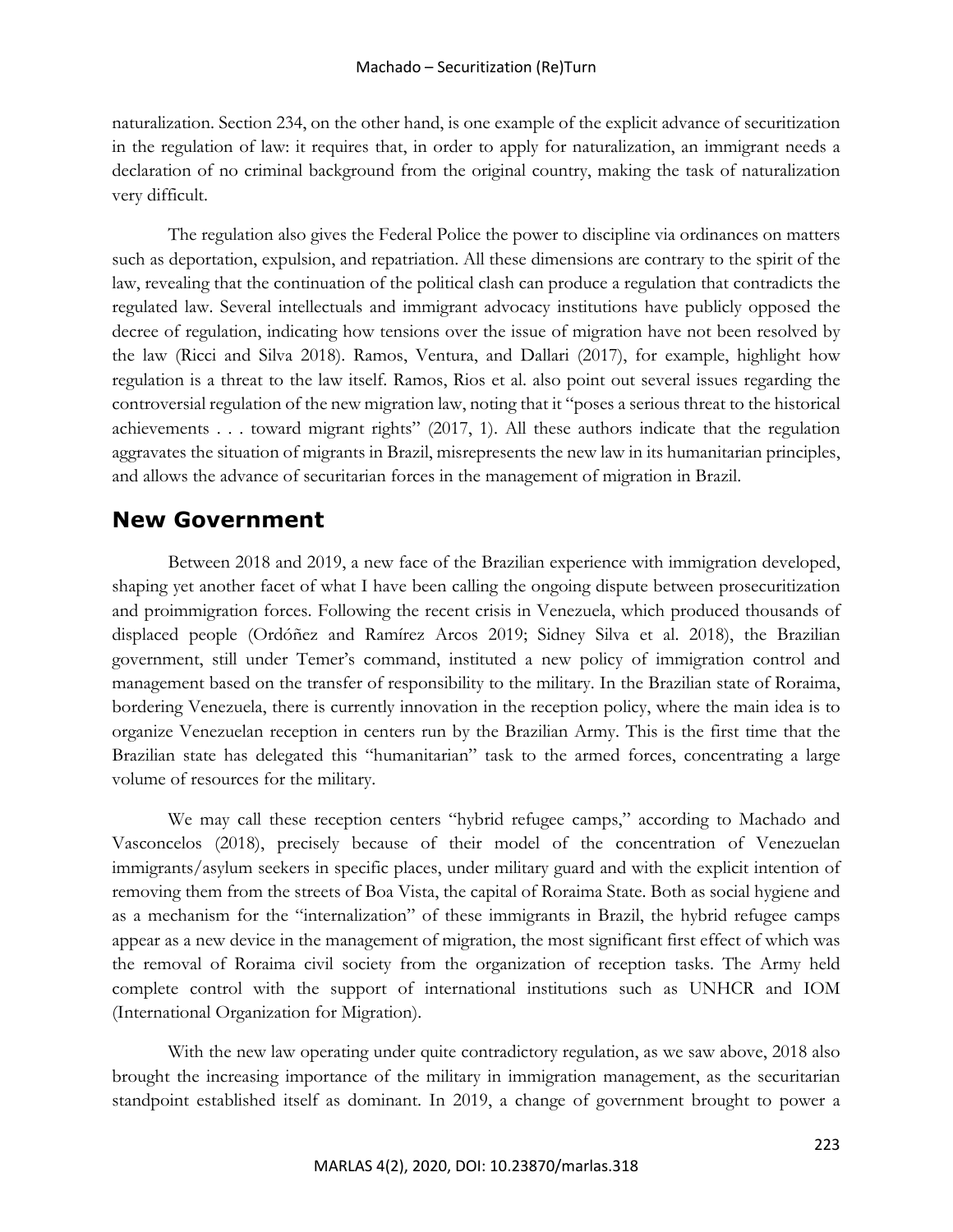naturalization. Section 234, on the other hand, is one example of the explicit advance of securitization in the regulation of law: it requires that, in order to apply for naturalization, an immigrant needs a declaration of no criminal background from the original country, making the task of naturalization very difficult.

The regulation also gives the Federal Police the power to discipline via ordinances on matters such as deportation, expulsion, and repatriation. All these dimensions are contrary to the spirit of the law, revealing that the continuation of the political clash can produce a regulation that contradicts the regulated law. Several intellectuals and immigrant advocacy institutions have publicly opposed the decree of regulation, indicating how tensions over the issue of migration have not been resolved by the law (Ricci and Silva 2018). Ramos, Ventura, and Dallari (2017), for example, highlight how regulation is a threat to the law itself. Ramos, Rios et al. also point out several issues regarding the controversial regulation of the new migration law, noting that it "poses a serious threat to the historical achievements . . . toward migrant rights" (2017, 1). All these authors indicate that the regulation aggravates the situation of migrants in Brazil, misrepresents the new law in its humanitarian principles, and allows the advance of securitarian forces in the management of migration in Brazil.

## New Government

Between 2018 and 2019, a new face of the Brazilian experience with immigration developed, shaping yet another facet of what I have been calling the ongoing dispute between prosecuritization and proimmigration forces. Following the recent crisis in Venezuela, which produced thousands of displaced people (Ordóñez and Ramírez Arcos 2019; Sidney Silva et al. 2018), the Brazilian government, still under Temer's command, instituted a new policy of immigration control and management based on the transfer of responsibility to the military. In the Brazilian state of Roraima, bordering Venezuela, there is currently innovation in the reception policy, where the main idea is to organize Venezuelan reception in centers run by the Brazilian Army. This is the first time that the Brazilian state has delegated this "humanitarian" task to the armed forces, concentrating a large volume of resources for the military.

We may call these reception centers "hybrid refugee camps," according to Machado and Vasconcelos (2018), precisely because of their model of the concentration of Venezuelan immigrants/asylum seekers in specific places, under military guard and with the explicit intention of removing them from the streets of Boa Vista, the capital of Roraima State. Both as social hygiene and as a mechanism for the "internalization" of these immigrants in Brazil, the hybrid refugee camps appear as a new device in the management of migration, the most significant first effect of which was the removal of Roraima civil society from the organization of reception tasks. The Army held complete control with the support of international institutions such as UNHCR and IOM (International Organization for Migration).

With the new law operating under quite contradictory regulation, as we saw above, 2018 also brought the increasing importance of the military in immigration management, as the securitarian standpoint established itself as dominant. In 2019, a change of government brought to power a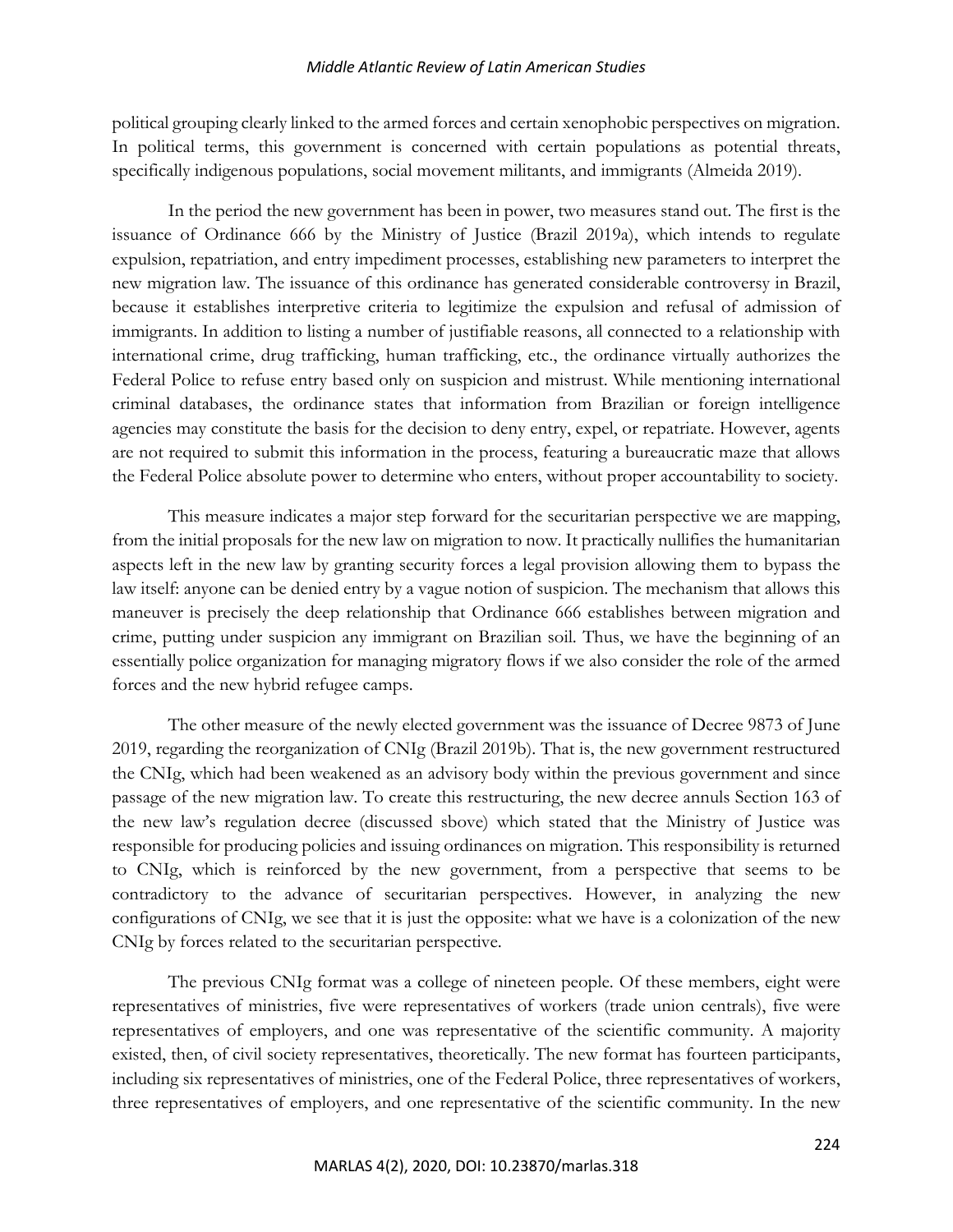political grouping clearly linked to the armed forces and certain xenophobic perspectives on migration. In political terms, this government is concerned with certain populations as potential threats, specifically indigenous populations, social movement militants, and immigrants (Almeida 2019).

In the period the new government has been in power, two measures stand out. The first is the issuance of Ordinance 666 by the Ministry of Justice (Brazil 2019a), which intends to regulate expulsion, repatriation, and entry impediment processes, establishing new parameters to interpret the new migration law. The issuance of this ordinance has generated considerable controversy in Brazil, because it establishes interpretive criteria to legitimize the expulsion and refusal of admission of immigrants. In addition to listing a number of justifiable reasons, all connected to a relationship with international crime, drug trafficking, human trafficking, etc., the ordinance virtually authorizes the Federal Police to refuse entry based only on suspicion and mistrust. While mentioning international criminal databases, the ordinance states that information from Brazilian or foreign intelligence agencies may constitute the basis for the decision to deny entry, expel, or repatriate. However, agents are not required to submit this information in the process, featuring a bureaucratic maze that allows the Federal Police absolute power to determine who enters, without proper accountability to society.

This measure indicates a major step forward for the securitarian perspective we are mapping, from the initial proposals for the new law on migration to now. It practically nullifies the humanitarian aspects left in the new law by granting security forces a legal provision allowing them to bypass the law itself: anyone can be denied entry by a vague notion of suspicion. The mechanism that allows this maneuver is precisely the deep relationship that Ordinance 666 establishes between migration and crime, putting under suspicion any immigrant on Brazilian soil. Thus, we have the beginning of an essentially police organization for managing migratory flows if we also consider the role of the armed forces and the new hybrid refugee camps.

The other measure of the newly elected government was the issuance of Decree 9873 of June 2019, regarding the reorganization of CNIg (Brazil 2019b). That is, the new government restructured the CNIg, which had been weakened as an advisory body within the previous government and since passage of the new migration law. To create this restructuring, the new decree annuls Section 163 of the new law's regulation decree (discussed sbove) which stated that the Ministry of Justice was responsible for producing policies and issuing ordinances on migration. This responsibility is returned to CNIg, which is reinforced by the new government, from a perspective that seems to be contradictory to the advance of securitarian perspectives. However, in analyzing the new configurations of CNIg, we see that it is just the opposite: what we have is a colonization of the new CNIg by forces related to the securitarian perspective.

The previous CNIg format was a college of nineteen people. Of these members, eight were representatives of ministries, five were representatives of workers (trade union centrals), five were representatives of employers, and one was representative of the scientific community. A majority existed, then, of civil society representatives, theoretically. The new format has fourteen participants, including six representatives of ministries, one of the Federal Police, three representatives of workers, three representatives of employers, and one representative of the scientific community. In the new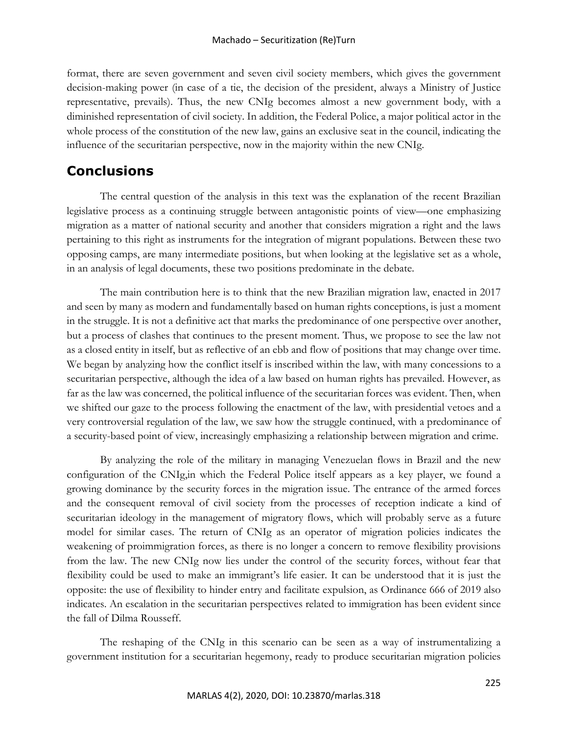format, there are seven government and seven civil society members, which gives the government decision-making power (in case of a tie, the decision of the president, always a Ministry of Justice representative, prevails). Thus, the new CNIg becomes almost a new government body, with a diminished representation of civil society. In addition, the Federal Police, a major political actor in the whole process of the constitution of the new law, gains an exclusive seat in the council, indicating the influence of the securitarian perspective, now in the majority within the new CNIg.

## Conclusions

The central question of the analysis in this text was the explanation of the recent Brazilian legislative process as a continuing struggle between antagonistic points of view—one emphasizing migration as a matter of national security and another that considers migration a right and the laws pertaining to this right as instruments for the integration of migrant populations. Between these two opposing camps, are many intermediate positions, but when looking at the legislative set as a whole, in an analysis of legal documents, these two positions predominate in the debate.

The main contribution here is to think that the new Brazilian migration law, enacted in 2017 and seen by many as modern and fundamentally based on human rights conceptions, is just a moment in the struggle. It is not a definitive act that marks the predominance of one perspective over another, but a process of clashes that continues to the present moment. Thus, we propose to see the law not as a closed entity in itself, but as reflective of an ebb and flow of positions that may change over time. We began by analyzing how the conflict itself is inscribed within the law, with many concessions to a securitarian perspective, although the idea of a law based on human rights has prevailed. However, as far as the law was concerned, the political influence of the securitarian forces was evident. Then, when we shifted our gaze to the process following the enactment of the law, with presidential vetoes and a very controversial regulation of the law, we saw how the struggle continued, with a predominance of a security-based point of view, increasingly emphasizing a relationship between migration and crime.

By analyzing the role of the military in managing Venezuelan flows in Brazil and the new configuration of the CNIg,in which the Federal Police itself appears as a key player, we found a growing dominance by the security forces in the migration issue. The entrance of the armed forces and the consequent removal of civil society from the processes of reception indicate a kind of securitarian ideology in the management of migratory flows, which will probably serve as a future model for similar cases. The return of CNIg as an operator of migration policies indicates the weakening of proimmigration forces, as there is no longer a concern to remove flexibility provisions from the law. The new CNIg now lies under the control of the security forces, without fear that flexibility could be used to make an immigrant's life easier. It can be understood that it is just the opposite: the use of flexibility to hinder entry and facilitate expulsion, as Ordinance 666 of 2019 also indicates. An escalation in the securitarian perspectives related to immigration has been evident since the fall of Dilma Rousseff.

The reshaping of the CNIg in this scenario can be seen as a way of instrumentalizing a government institution for a securitarian hegemony, ready to produce securitarian migration policies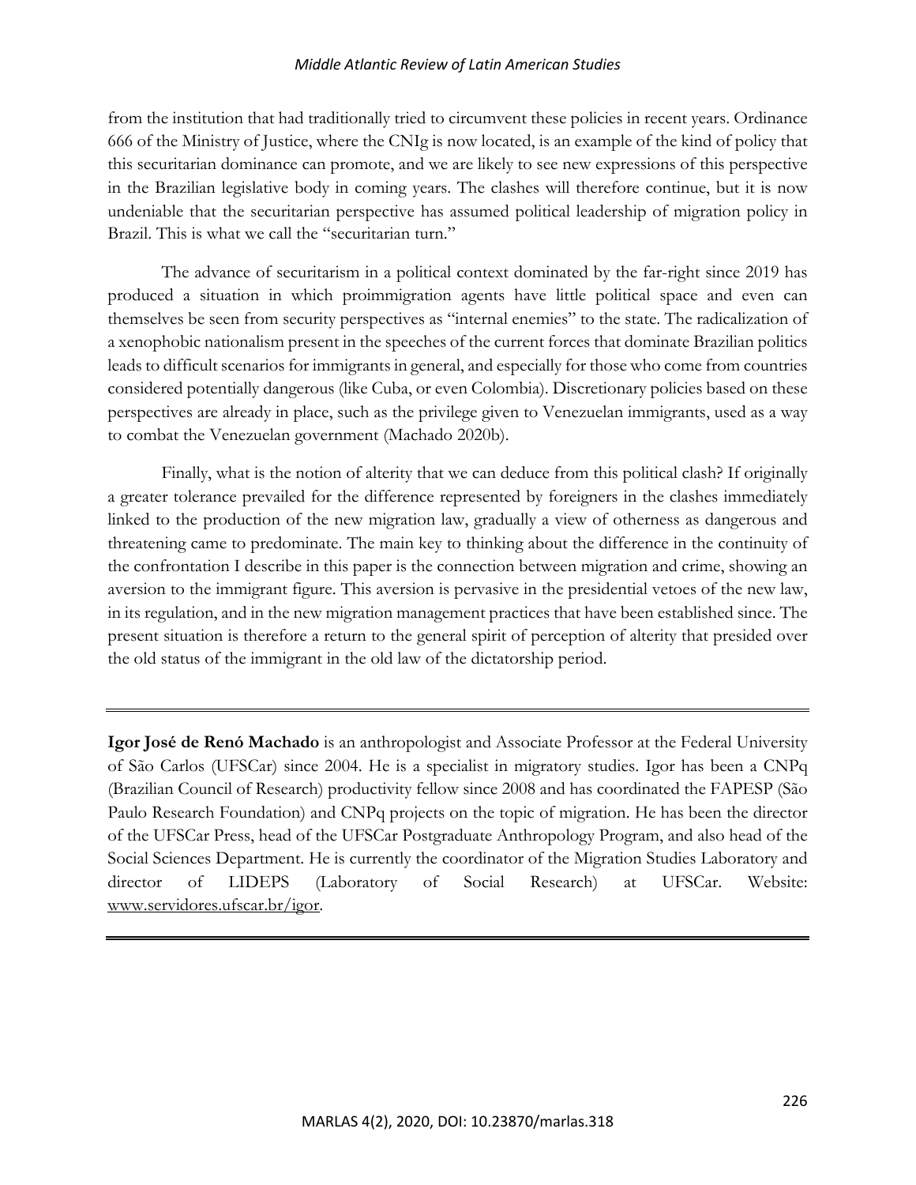from the institution that had traditionally tried to circumvent these policies in recent years. Ordinance 666 of the Ministry of Justice, where the CNIg is now located, is an example of the kind of policy that this securitarian dominance can promote, and we are likely to see new expressions of this perspective in the Brazilian legislative body in coming years. The clashes will therefore continue, but it is now undeniable that the securitarian perspective has assumed political leadership of migration policy in Brazil. This is what we call the "securitarian turn."

The advance of securitarism in a political context dominated by the far-right since 2019 has produced a situation in which proimmigration agents have little political space and even can themselves be seen from security perspectives as "internal enemies" to the state. The radicalization of a xenophobic nationalism present in the speeches of the current forces that dominate Brazilian politics leads to difficult scenarios for immigrants in general, and especially for those who come from countries considered potentially dangerous (like Cuba, or even Colombia). Discretionary policies based on these perspectives are already in place, such as the privilege given to Venezuelan immigrants, used as a way to combat the Venezuelan government (Machado 2020b).

Finally, what is the notion of alterity that we can deduce from this political clash? If originally a greater tolerance prevailed for the difference represented by foreigners in the clashes immediately linked to the production of the new migration law, gradually a view of otherness as dangerous and threatening came to predominate. The main key to thinking about the difference in the continuity of the confrontation I describe in this paper is the connection between migration and crime, showing an aversion to the immigrant figure. This aversion is pervasive in the presidential vetoes of the new law, in its regulation, and in the new migration management practices that have been established since. The present situation is therefore a return to the general spirit of perception of alterity that presided over the old status of the immigrant in the old law of the dictatorship period.

---

**Igor José de Renó Machado** is an anthropologist and Associate Professor at the Federal University of São Carlos (UFSCar) since 2004. He is a specialist in migratory studies. Igor has been a CNPq (Brazilian Council of Research) productivity fellow since 2008 and has coordinated the FAPESP (São Paulo Research Foundation) and CNPq projects on the topic of migration. He has been the director of the UFSCar Press, head of the UFSCar Postgraduate Anthropology Program, and also head of the Social Sciences Department. He is currently the coordinator of the Migration Studies Laboratory and director of LIDEPS (Laboratory of Social Research) at UFSCar. Website: www.servidores.ufscar.br/igor.

---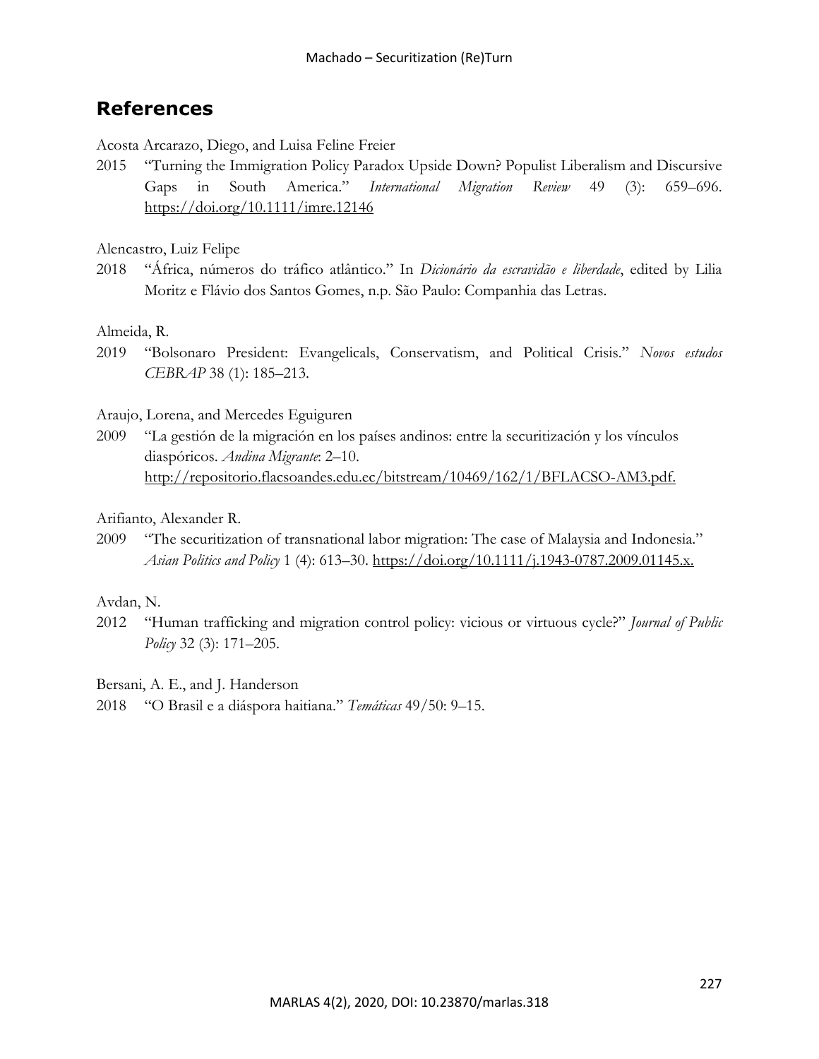## References

Acosta Arcarazo, Diego, and Luisa Feline Freier

2015 "Turning the Immigration Policy Paradox Upside Down? Populist Liberalism and Discursive Gaps in South America." *International Migration Review* 49 (3): 659–696. https://doi.org/10.1111/imre.12146

Alencastro, Luiz Felipe

2018 "África, números do tráfico atlântico." In *Dicionário da escravidão e liberdade*, edited by Lilia Moritz e Flávio dos Santos Gomes, n.p. São Paulo: Companhia das Letras.

Almeida, R.

2019 "Bolsonaro President: Evangelicals, Conservatism, and Political Crisis." *Novos estudos CEBRAP* 38 (1): 185–213.

Araujo, Lorena, and Mercedes Eguiguren

2009 "La gestión de la migración en los países andinos: entre la securitización y los vínculos diaspóricos. *Andina Migrante*: 2–10. http://repositorio.flacsoandes.edu.ec/bitstream/10469/162/1/BFLACSO-AM3.pdf.

Arifianto, Alexander R.

2009 "The securitization of transnational labor migration: The case of Malaysia and Indonesia." *Asian Politics and Policy* 1 (4): 613–30. https://doi.org/10.1111/j.1943-0787.2009.01145.x.

Avdan, N.

2012 "Human trafficking and migration control policy: vicious or virtuous cycle?" *Journal of Public Policy* 32 (3): 171–205.

Bersani, A. E., and J. Handerson

2018 "O Brasil e a diáspora haitiana." *Temáticas* 49/50: 9–15.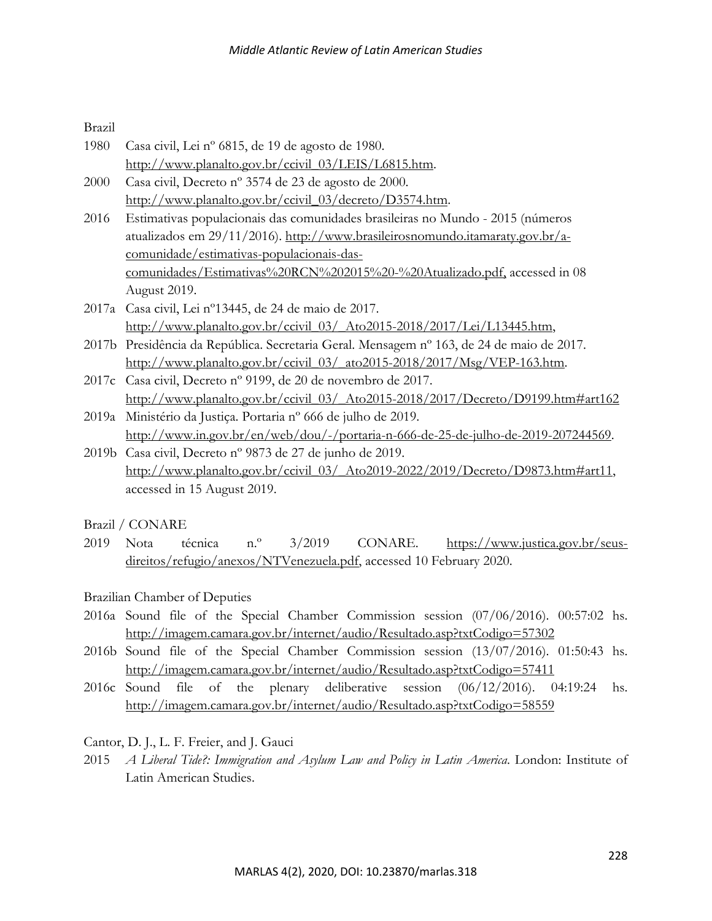Brazil

1980 Casa civil, Lei nº 6815, de 19 de agosto de 1980. http://www.planalto.gov.br/ccivil_03/LEIS/L6815.htm.

2000 Casa civil, Decreto nº 3574 de 23 de agosto de 2000. http://www.planalto.gov.br/ccivil_03/decreto/D3574.htm.

2016 Estimativas populacionais das comunidades brasileiras no Mundo - 2015 (números atualizados em 29/11/2016). http://www.brasileirosnomundo.itamaraty.gov.br/a-comunidade/estimativas-populacionais-das-comunidades/Estimativas%20RCN%202015%20-%20Atualizado.pdf, accessed in 08 August 2019.

2017a Casa civil, Lei nº13445, de 24 de maio de 2017. http://www.planalto.gov.br/ccivil_03/_Ato2015-2018/2017/Lei/L13445.htm,

2017b Presidência da República. Secretaria Geral. Mensagem nº 163, de 24 de maio de 2017. http://www.planalto.gov.br/ccivil_03/_ato2015-2018/2017/Msg/VEP-163.htm.

2017c Casa civil, Decreto nº 9199, de 20 de novembro de 2017. http://www.planalto.gov.br/ccivil_03/_Ato2015-2018/2017/Decreto/D9199.htm#art162

2019a Ministério da Justiça. Portaria nº 666 de julho de 2019. http://www.in.gov.br/en/web/dou/-/portaria-n-666-de-25-de-julho-de-2019-207244569.

2019b Casa civil, Decreto nº 9873 de 27 de junho de 2019. http://www.planalto.gov.br/ccivil_03/_Ato2019-2022/2019/Decreto/D9873.htm#art11, accessed in 15 August 2019.

Brazil / CONARE

2019 Nota técnica n.º 3/2019 CONARE. https://www.justica.gov.br/seus-direitos/refugio/anexos/NTVenezuela.pdf, accessed 10 February 2020.

Brazilian Chamber of Deputies

2016a Sound file of the Special Chamber Commission session (07/06/2016). 00:57:02 hs. http://imagem.camara.gov.br/internet/audio/Resultado.asp?txtCodigo=57302

2016b Sound file of the Special Chamber Commission session (13/07/2016). 01:50:43 hs. http://imagem.camara.gov.br/internet/audio/Resultado.asp?txtCodigo=57411

2016c Sound file of the plenary deliberative session (06/12/2016). 04:19:24 hs. http://imagem.camara.gov.br/internet/audio/Resultado.asp?txtCodigo=58559

Cantor, D. J., L. F. Freier, and J. Gauci

2015 *A Liberal Tide?: Immigration and Asylum Law and Policy in Latin America*. London: Institute of Latin American Studies.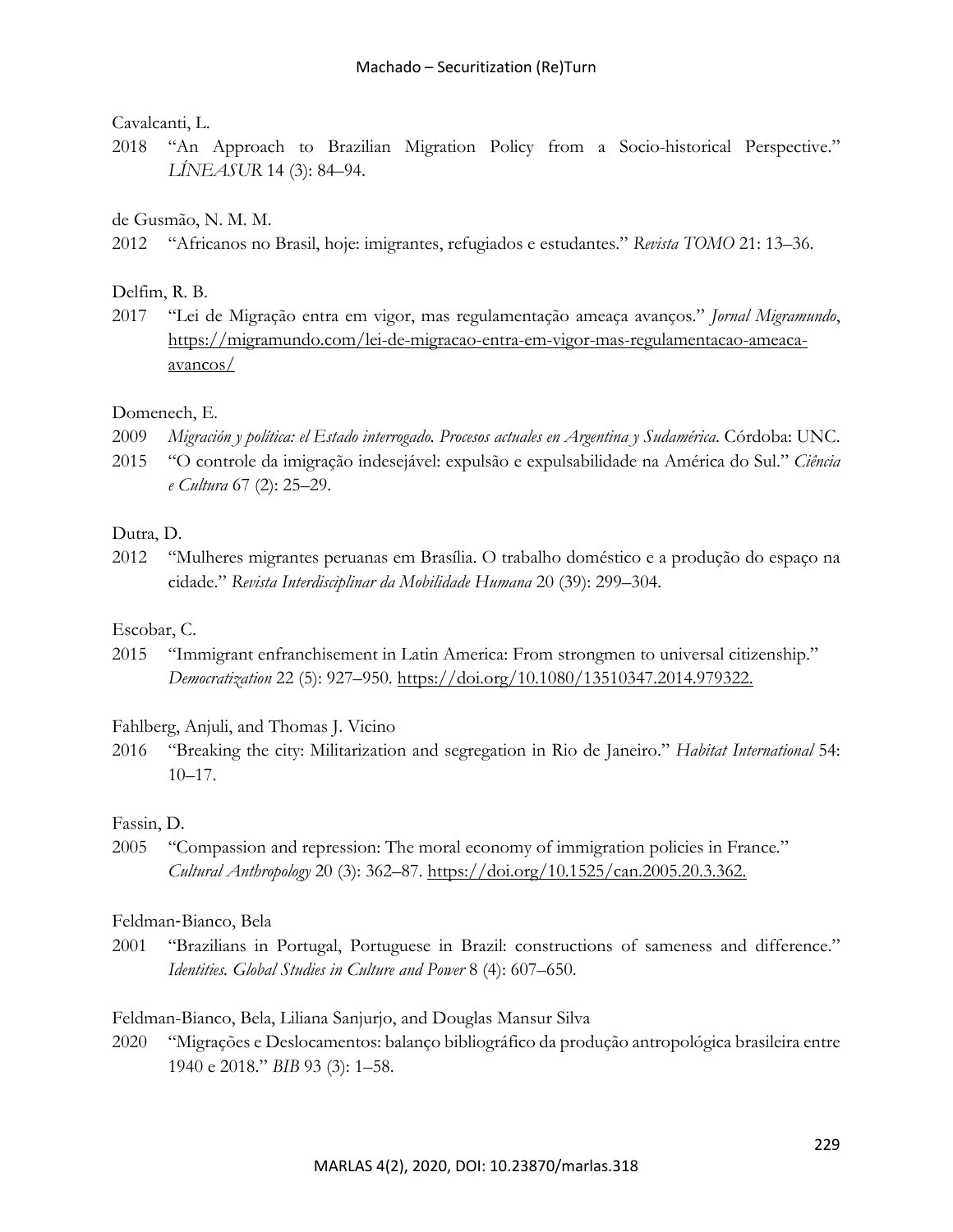Cavalcanti, L.

2018 "An Approach to Brazilian Migration Policy from a Socio-historical Perspective." *LÍNEASUR* 14 (3): 84–94.

de Gusmão, N. M. M.

2012 "Africanos no Brasil, hoje: imigrantes, refugiados e estudantes." *Revista TOMO* 21: 13–36.

Delfim, R. B.

2017 "Lei de Migração entra em vigor, mas regulamentação ameaça avanços." *Jornal Migramundo*, https://migramundo.com/lei-de-migracao-entra-em-vigor-mas-regulamentacao-ameaca-avancos/

Domenech, E.

2009 *Migración y política: el Estado interrogado. Procesos actuales en Argentina y Sudamérica*. Córdoba: UNC.

2015 "O controle da imigração indesejável: expulsão e expulsabilidade na América do Sul." *Ciência e Cultura* 67 (2): 25–29.

Dutra, D.

2012 "Mulheres migrantes peruanas em Brasília. O trabalho doméstico e a produção do espaço na cidade." *Revista Interdisciplinar da Mobilidade Humana* 20 (39): 299–304.

Escobar, C.

2015 "Immigrant enfranchisement in Latin America: From strongmen to universal citizenship." *Democratization* 22 (5): 927–950. https://doi.org/10.1080/13510347.2014.979322.

Fahlberg, Anjuli, and Thomas J. Vicino

2016 "Breaking the city: Militarization and segregation in Rio de Janeiro." *Habitat International* 54: 10–17.

Fassin, D.

2005 "Compassion and repression: The moral economy of immigration policies in France." *Cultural Anthropology* 20 (3): 362–87. https://doi.org/10.1525/can.2005.20.3.362.

Feldman-Bianco, Bela

2001 "Brazilians in Portugal, Portuguese in Brazil: constructions of sameness and difference." *Identities. Global Studies in Culture and Power* 8 (4): 607–650.

Feldman-Bianco, Bela, Liliana Sanjurjo, and Douglas Mansur Silva

2020 "Migrações e Deslocamentos: balanço bibliográfico da produção antropológica brasileira entre 1940 e 2018." *BIB* 93 (3): 1–58.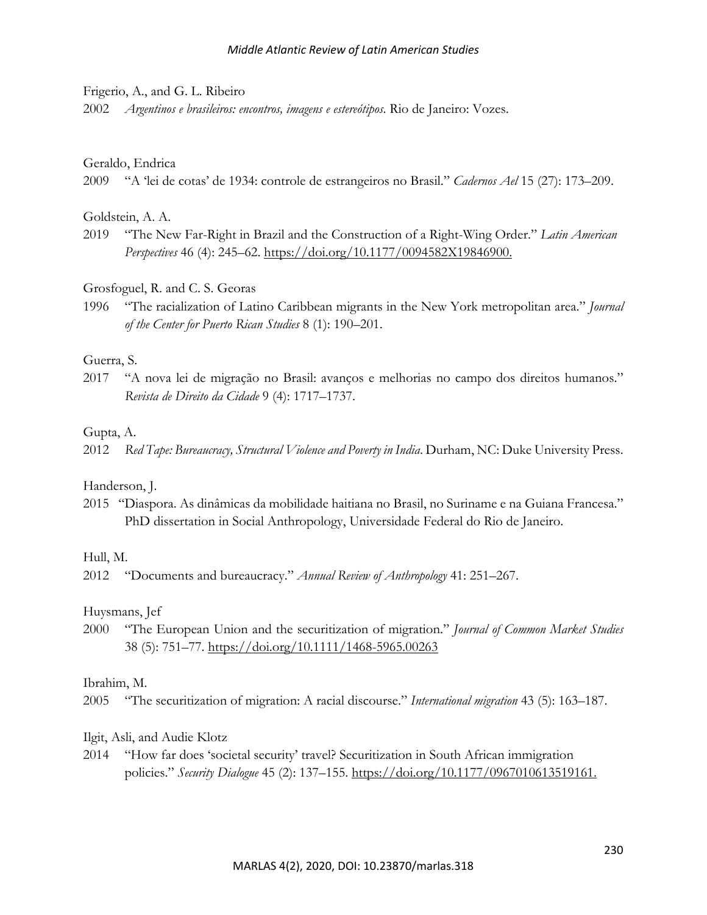Frigerio, A., and G. L. Ribeiro

2002 *Argentinos e brasileiros: encontros, imagens e estereótipos*. Rio de Janeiro: Vozes.

Geraldo, Endrica

2009 "A 'lei de cotas' de 1934: controle de estrangeiros no Brasil." *Cadernos Ael* 15 (27): 173–209.

Goldstein, A. A.

2019 "The New Far-Right in Brazil and the Construction of a Right-Wing Order." *Latin American Perspectives* 46 (4): 245–62. https://doi.org/10.1177/0094582X19846900.

Grosfoguel, R. and C. S. Georas

1996 "The racialization of Latino Caribbean migrants in the New York metropolitan area." *Journal of the Center for Puerto Rican Studies* 8 (1): 190–201.

Guerra, S.

2017 "A nova lei de migração no Brasil: avanços e melhorias no campo dos direitos humanos." *Revista de Direito da Cidade* 9 (4): 1717–1737.

Gupta, A.

2012 *Red Tape: Bureaucracy, Structural Violence and Poverty in India*. Durham, NC: Duke University Press.

Handerson, J.

2015 "Diaspora. As dinâmicas da mobilidade haitiana no Brasil, no Suriname e na Guiana Francesa." PhD dissertation in Social Anthropology, Universidade Federal do Rio de Janeiro.

Hull, M.

2012 "Documents and bureaucracy." *Annual Review of Anthropology* 41: 251–267.

Huysmans, Jef

2000 "The European Union and the securitization of migration." *Journal of Common Market Studies* 38 (5): 751–77. https://doi.org/10.1111/1468-5965.00263

Ibrahim, M.

2005 "The securitization of migration: A racial discourse." *International migration* 43 (5): 163–187.

Ilgit, Asli, and Audie Klotz

2014 "How far does 'societal security' travel? Securitization in South African immigration policies." *Security Dialogue* 45 (2): 137–155. https://doi.org/10.1177/0967010613519161.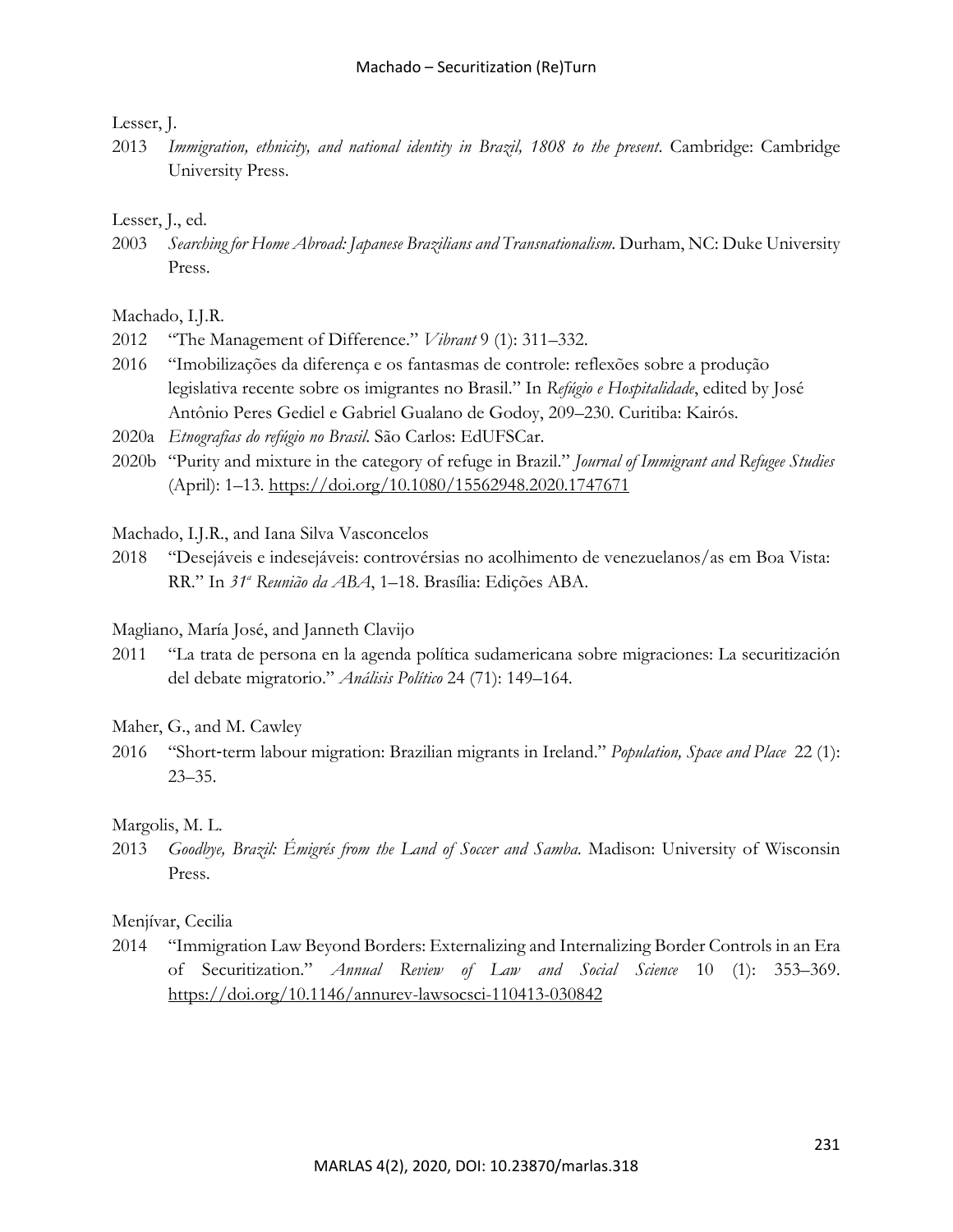Lesser, J.

2013 *Immigration, ethnicity, and national identity in Brazil, 1808 to the present*. Cambridge: Cambridge University Press.

Lesser, J., ed.

2003 *Searching for Home Abroad: Japanese Brazilians and Transnationalism*. Durham, NC: Duke University Press.

Machado, I.J.R.

2012 "The Management of Difference." *Vibrant* 9 (1): 311–332.

2016 "Imobilizações da diferença e os fantasmas de controle: reflexões sobre a produção legislativa recente sobre os imigrantes no Brasil." In *Refúgio e Hospitalidade*, edited by José Antônio Peres Gediel e Gabriel Gualano de Godoy, 209–230. Curitiba: Kairós.

2020a *Etnografias do refúgio no Brasil*. São Carlos: EdUFSCar.

2020b "Purity and mixture in the category of refuge in Brazil." *Journal of Immigrant and Refugee Studies* (April): 1–13. https://doi.org/10.1080/15562948.2020.1747671

Machado, I.J.R., and Iana Silva Vasconcelos

2018 "Desejáveis e indesejáveis: controvérsias no acolhimento de venezuelanos/as em Boa Vista: RR." In *31ª Reunião da ABA*, 1–18. Brasília: Edições ABA.

Magliano, María José, and Janneth Clavijo

2011 "La trata de persona en la agenda política sudamericana sobre migraciones: La securitización del debate migratorio." *Análisis Político* 24 (71): 149–164.

Maher, G., and M. Cawley

2016 "Short-term labour migration: Brazilian migrants in Ireland." *Population, Space and Place* 22 (1): 23–35.

Margolis, M. L.

2013 *Goodbye, Brazil: Émigrés from the Land of Soccer and Samba.* Madison: University of Wisconsin Press.

Menjívar, Cecilia

2014 "Immigration Law Beyond Borders: Externalizing and Internalizing Border Controls in an Era of Securitization." *Annual Review of Law and Social Science* 10 (1): 353–369. https://doi.org/10.1146/annurev-lawsocsci-110413-030842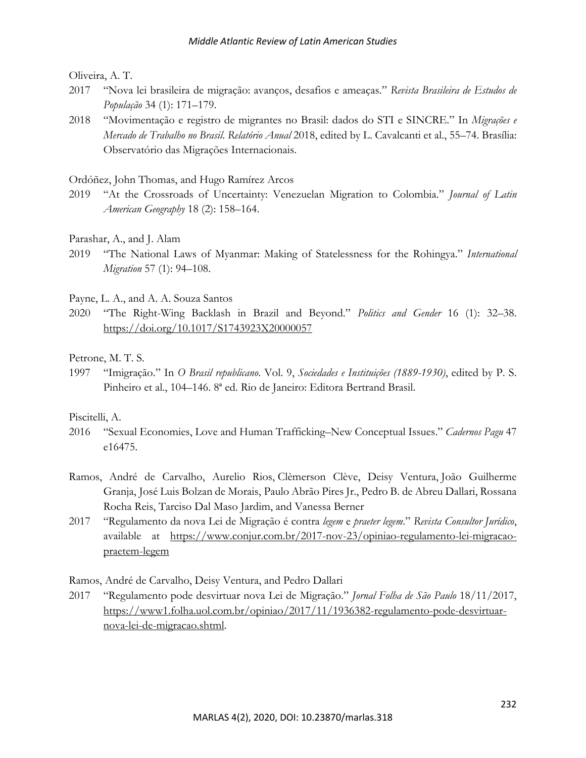Oliveira, A. T.

2017 "Nova lei brasileira de migração: avanços, desafios e ameaças." *Revista Brasileira de Estudos de População* 34 (1): 171–179.

2018 "Movimentação e registro de migrantes no Brasil: dados do STI e SINCRE." In *Migrações e Mercado de Trabalho no Brasil. Relatório Anual* 2018, edited by L. Cavalcanti et al., 55–74. Brasília: Observatório das Migrações Internacionais.

Ordóñez, John Thomas, and Hugo Ramírez Arcos

2019 "At the Crossroads of Uncertainty: Venezuelan Migration to Colombia." *Journal of Latin American Geography* 18 (2): 158–164.

Parashar, A., and J. Alam

2019 "The National Laws of Myanmar: Making of Statelessness for the Rohingya." *International Migration* 57 (1): 94–108.

Payne, L. A., and A. A. Souza Santos

2020 "The Right-Wing Backlash in Brazil and Beyond." *Politics and Gender* 16 (1): 32–38. https://doi.org/10.1017/S1743923X20000057

Petrone, M. T. S.

1997 "Imigração." In *O Brasil republicano*. Vol. 9, *Sociedades e Instituições (1889-1930)*, edited by P. S. Pinheiro et al., 104–146. 8ª ed. Rio de Janeiro: Editora Bertrand Brasil.

Piscitelli, A.

2016 "Sexual Economies, Love and Human Trafficking–New Conceptual Issues." *Cadernos Pagu* 47 e16475.

Ramos, André de Carvalho, Aurelio Rios, Clèmerson Clève, Deisy Ventura, João Guilherme Granja, José Luis Bolzan de Morais, Paulo Abrão Pires Jr., Pedro B. de Abreu Dallari, Rossana Rocha Reis, Tarciso Dal Maso Jardim, and Vanessa Berner

2017 "Regulamento da nova Lei de Migração é contra *legem* e *praeter legem*." *Revista Consultor Jurídico*, available at https://www.conjur.com.br/2017-nov-23/opiniao-regulamento-lei-migracao-praetem-legem

Ramos, André de Carvalho, Deisy Ventura, and Pedro Dallari

2017 "Regulamento pode desvirtuar nova Lei de Migração." *Jornal Folha de São Paulo* 18/11/2017, https://www1.folha.uol.com.br/opiniao/2017/11/1936382-regulamento-pode-desvirtuar-nova-lei-de-migracao.shtml.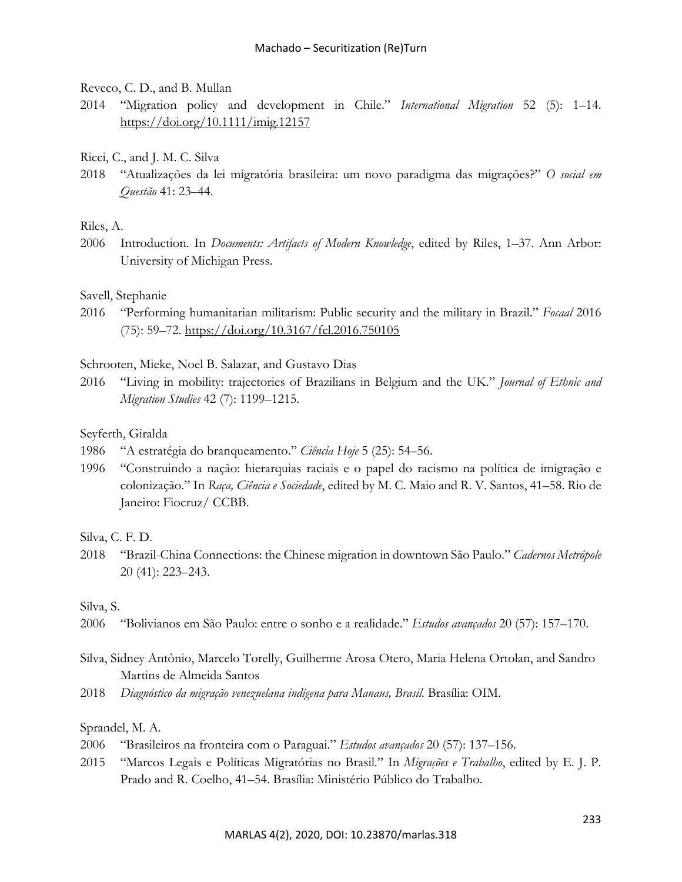Reveco, C. D., and B. Mullan

2014 "Migration policy and development in Chile." *International Migration* 52 (5): 1–14. https://doi.org/10.1111/imig.12157

Ricci, C., and J. M. C. Silva

2018 "Atualizações da lei migratória brasileira: um novo paradigma das migrações?" *O social em Questão* 41: 23–44.

Riles, A.

2006 Introduction. In *Documents: Artifacts of Modern Knowledge*, edited by Riles, 1–37. Ann Arbor: University of Michigan Press.

Savell, Stephanie

2016 "Performing humanitarian militarism: Public security and the military in Brazil." *Focaal* 2016 (75): 59–72. https://doi.org/10.3167/fcl.2016.750105

Schrooten, Mieke, Noel B. Salazar, and Gustavo Dias

2016 "Living in mobility: trajectories of Brazilians in Belgium and the UK." *Journal of Ethnic and Migration Studies* 42 (7): 1199–1215.

Seyferth, Giralda

1986 "A estratégia do branqueamento." *Ciência Hoje* 5 (25): 54–56.

1996 "Construindo a nação: hierarquias raciais e o papel do racismo na política de imigração e colonização." In *Raça, Ciência e Sociedade*, edited by M. C. Maio and R. V. Santos, 41–58. Rio de Janeiro: Fiocruz/ CCBB.

Silva, C. F. D.

2018 "Brazil-China Connections: the Chinese migration in downtown São Paulo." *Cadernos Metrópole* 20 (41): 223–243.

Silva, S.

2006 "Bolivianos em São Paulo: entre o sonho e a realidade." *Estudos avançados* 20 (57): 157–170.

Silva, Sidney Antônio, Marcelo Torelly, Guilherme Arosa Otero, Maria Helena Ortolan, and Sandro Martins de Almeida Santos

2018 *Diagnóstico da migração venezuelana indígena para Manaus, Brasil.* Brasília: OIM.

Sprandel, M. A.

2006 "Brasileiros na fronteira com o Paraguai." *Estudos avançados* 20 (57): 137–156.

2015 "Marcos Legais e Políticas Migratórias no Brasil." In *Migrações e Trabalho*, edited by E. J. P. Prado and R. Coelho, 41–54. Brasília: Ministério Público do Trabalho.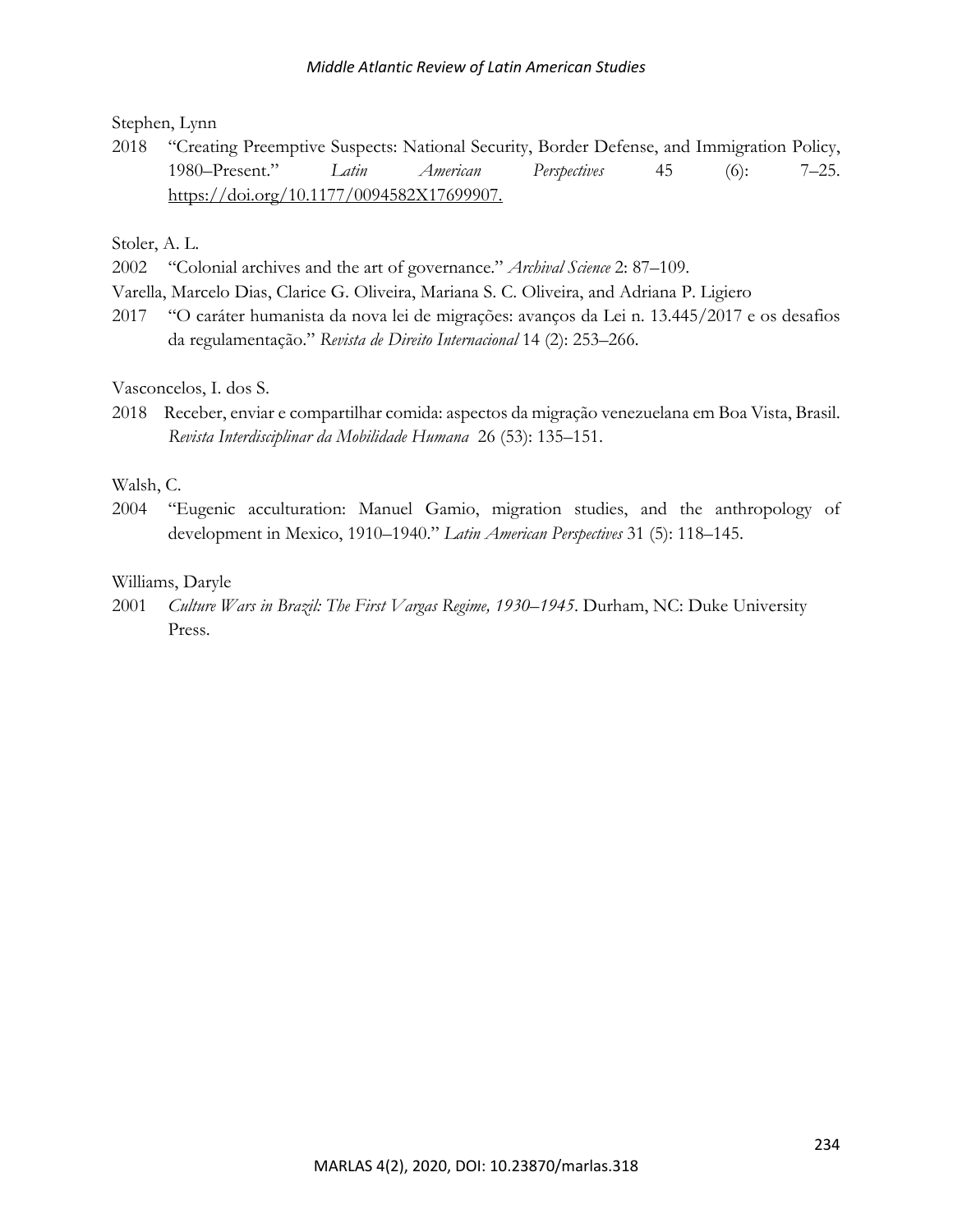Stephen, Lynn

2018 "Creating Preemptive Suspects: National Security, Border Defense, and Immigration Policy, 1980–Present." *Latin American Perspectives* 45 (6): 7–25. https://doi.org/10.1177/0094582X17699907.

Stoler, A. L.

2002 "Colonial archives and the art of governance." *Archival Science* 2: 87–109.

Varella, Marcelo Dias, Clarice G. Oliveira, Mariana S. C. Oliveira, and Adriana P. Ligiero

2017 "O caráter humanista da nova lei de migrações: avanços da Lei n. 13.445/2017 e os desafios da regulamentação." *Revista de Direito Internacional* 14 (2): 253–266.

Vasconcelos, I. dos S.

2018 Receber, enviar e compartilhar comida: aspectos da migração venezuelana em Boa Vista, Brasil. *Revista Interdisciplinar da Mobilidade Humana* 26 (53): 135–151.

Walsh, C.

2004 "Eugenic acculturation: Manuel Gamio, migration studies, and the anthropology of development in Mexico, 1910–1940." *Latin American Perspectives* 31 (5): 118–145.

Williams, Daryle

2001 *Culture Wars in Brazil: The First Vargas Regime, 1930–1945*. Durham, NC: Duke University Press.